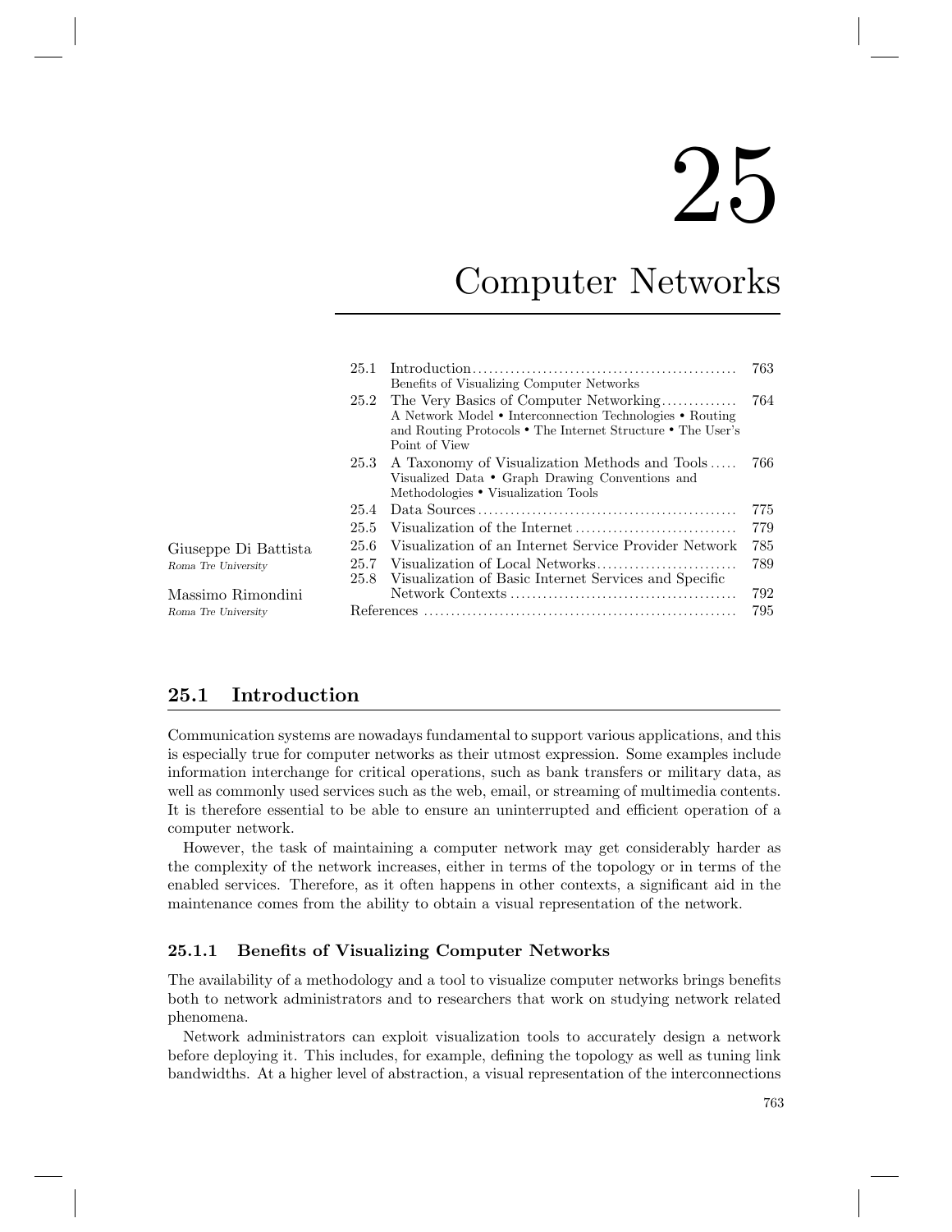# 25

# Computer Networks

| | | |
|---|---|---|
| 25.1 | Introduction<br>Benefits of Visualizing Computer Networks | 763 |
| 25.2 | The Very Basics of Computer Networking<br>A Network Model • Interconnection Technologies • Routing and Routing Protocols • The Internet Structure • The User's Point of View | 764 |
| 25.3 | A Taxonomy of Visualization Methods and Tools<br>Visualized Data • Graph Drawing Conventions and Methodologies • Visualization Tools | 766 |
| 25.4 | Data Sources | 775 |
| 25.5 | Visualization of the Internet | 779 |
| 25.6 | Visualization of an Internet Service Provider Network | 785 |
| 25.7 | Visualization of Local Networks | 789 |
| 25.8 | Visualization of Basic Internet Services and Specific Network Contexts | 792 |
| | References | 795 |

Giuseppe Di Battista
*Roma Tre University*

Massimo Rimondini
*Roma Tre University*

## 25.1 Introduction

Communication systems are nowadays fundamental to support various applications, and this is especially true for computer networks as their utmost expression. Some examples include information interchange for critical operations, such as bank transfers or military data, as well as commonly used services such as the web, email, or streaming of multimedia contents. It is therefore essential to be able to ensure an uninterrupted and efficient operation of a computer network.

However, the task of maintaining a computer network may get considerably harder as the complexity of the network increases, either in terms of the topology or in terms of the enabled services. Therefore, as it often happens in other contexts, a significant aid in the maintenance comes from the ability to obtain a visual representation of the network.

### 25.1.1 Benefits of Visualizing Computer Networks

The availability of a methodology and a tool to visualize computer networks brings benefits both to network administrators and to researchers that work on studying network related phenomena.

Network administrators can exploit visualization tools to accurately design a network before deploying it. This includes, for example, defining the topology as well as tuning link bandwidths. At a higher level of abstraction, a visual representation of the interconnections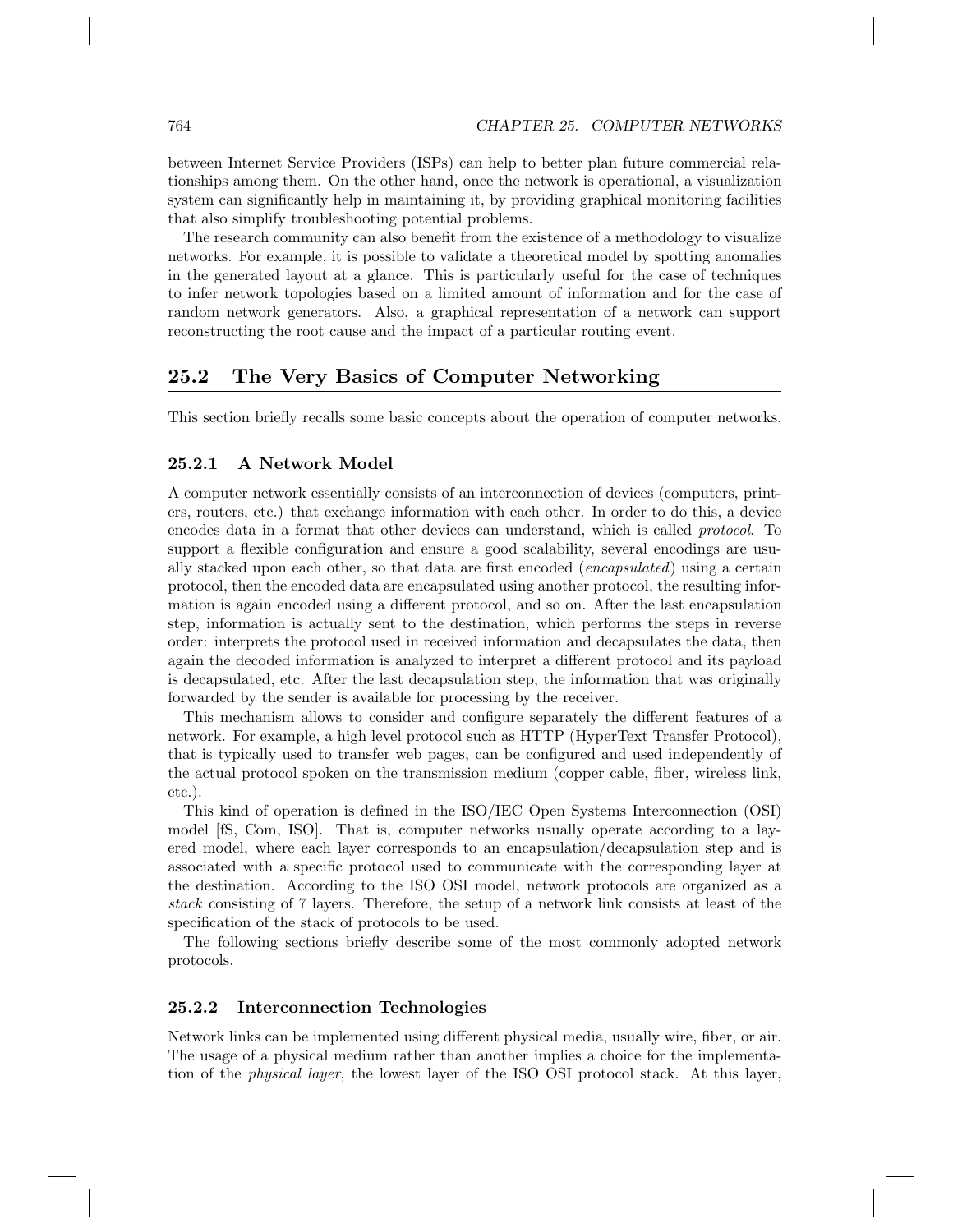between Internet Service Providers (ISPs) can help to better plan future commercial relationships among them. On the other hand, once the network is operational, a visualization system can significantly help in maintaining it, by providing graphical monitoring facilities that also simplify troubleshooting potential problems.

The research community can also benefit from the existence of a methodology to visualize networks. For example, it is possible to validate a theoretical model by spotting anomalies in the generated layout at a glance. This is particularly useful for the case of techniques to infer network topologies based on a limited amount of information and for the case of random network generators. Also, a graphical representation of a network can support reconstructing the root cause and the impact of a particular routing event.

## 25.2 The Very Basics of Computer Networking

This section briefly recalls some basic concepts about the operation of computer networks.

### 25.2.1 A Network Model

A computer network essentially consists of an interconnection of devices (computers, printers, routers, etc.) that exchange information with each other. In order to do this, a device encodes data in a format that other devices can understand, which is called *protocol*. To support a flexible configuration and ensure a good scalability, several encodings are usually stacked upon each other, so that data are first encoded (*encapsulated*) using a certain protocol, then the encoded data are encapsulated using another protocol, the resulting information is again encoded using a different protocol, and so on. After the last encapsulation step, information is actually sent to the destination, which performs the steps in reverse order: interprets the protocol used in received information and decapsulates the data, then again the decoded information is analyzed to interpret a different protocol and its payload is decapsulated, etc. After the last decapsulation step, the information that was originally forwarded by the sender is available for processing by the receiver.

This mechanism allows to consider and configure separately the different features of a network. For example, a high level protocol such as HTTP (HyperText Transfer Protocol), that is typically used to transfer web pages, can be configured and used independently of the actual protocol spoken on the transmission medium (copper cable, fiber, wireless link, etc.).

This kind of operation is defined in the ISO/IEC Open Systems Interconnection (OSI) model [fS, Com, ISO]. That is, computer networks usually operate according to a layered model, where each layer corresponds to an encapsulation/decapsulation step and is associated with a specific protocol used to communicate with the corresponding layer at the destination. According to the ISO OSI model, network protocols are organized as a *stack* consisting of 7 layers. Therefore, the setup of a network link consists at least of the specification of the stack of protocols to be used.

The following sections briefly describe some of the most commonly adopted network protocols.

### 25.2.2 Interconnection Technologies

Network links can be implemented using different physical media, usually wire, fiber, or air. The usage of a physical medium rather than another implies a choice for the implementation of the *physical layer*, the lowest layer of the ISO OSI protocol stack. At this layer,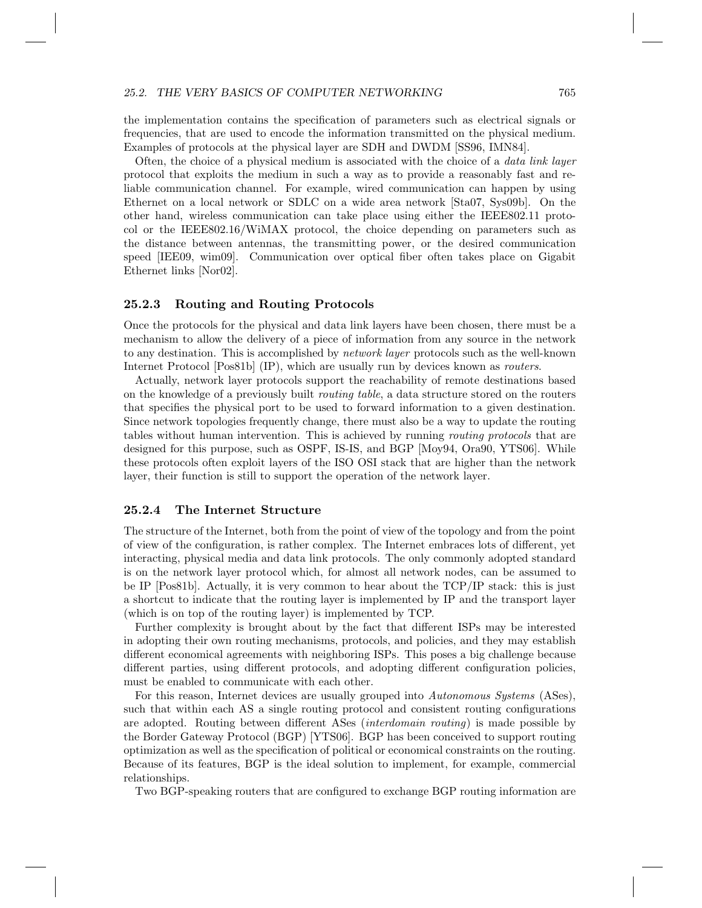the implementation contains the specification of parameters such as electrical signals or frequencies, that are used to encode the information transmitted on the physical medium. Examples of protocols at the physical layer are SDH and DWDM [SS96, IMN84].

Often, the choice of a physical medium is associated with the choice of a *data link layer* protocol that exploits the medium in such a way as to provide a reasonably fast and reliable communication channel. For example, wired communication can happen by using Ethernet on a local network or SDLC on a wide area network [Sta07, Sys09b]. On the other hand, wireless communication can take place using either the IEEE802.11 protocol or the IEEE802.16/WiMAX protocol, the choice depending on parameters such as the distance between antennas, the transmitting power, or the desired communication speed [IEE09, wim09]. Communication over optical fiber often takes place on Gigabit Ethernet links [Nor02].

### 25.2.3 Routing and Routing Protocols

Once the protocols for the physical and data link layers have been chosen, there must be a mechanism to allow the delivery of a piece of information from any source in the network to any destination. This is accomplished by *network layer* protocols such as the well-known Internet Protocol [Pos81b] (IP), which are usually run by devices known as *routers*.

Actually, network layer protocols support the reachability of remote destinations based on the knowledge of a previously built *routing table*, a data structure stored on the routers that specifies the physical port to be used to forward information to a given destination. Since network topologies frequently change, there must also be a way to update the routing tables without human intervention. This is achieved by running *routing protocols* that are designed for this purpose, such as OSPF, IS-IS, and BGP [Moy94, Ora90, YTS06]. While these protocols often exploit layers of the ISO OSI stack that are higher than the network layer, their function is still to support the operation of the network layer.

### 25.2.4 The Internet Structure

The structure of the Internet, both from the point of view of the topology and from the point of view of the configuration, is rather complex. The Internet embraces lots of different, yet interacting, physical media and data link protocols. The only commonly adopted standard is on the network layer protocol which, for almost all network nodes, can be assumed to be IP [Pos81b]. Actually, it is very common to hear about the TCP/IP stack: this is just a shortcut to indicate that the routing layer is implemented by IP and the transport layer (which is on top of the routing layer) is implemented by TCP.

Further complexity is brought about by the fact that different ISPs may be interested in adopting their own routing mechanisms, protocols, and policies, and they may establish different economical agreements with neighboring ISPs. This poses a big challenge because different parties, using different protocols, and adopting different configuration policies, must be enabled to communicate with each other.

For this reason, Internet devices are usually grouped into *Autonomous Systems* (ASes), such that within each AS a single routing protocol and consistent routing configurations are adopted. Routing between different ASes (*interdomain routing*) is made possible by the Border Gateway Protocol (BGP) [YTS06]. BGP has been conceived to support routing optimization as well as the specification of political or economical constraints on the routing. Because of its features, BGP is the ideal solution to implement, for example, commercial relationships.

Two BGP-speaking routers that are configured to exchange BGP routing information are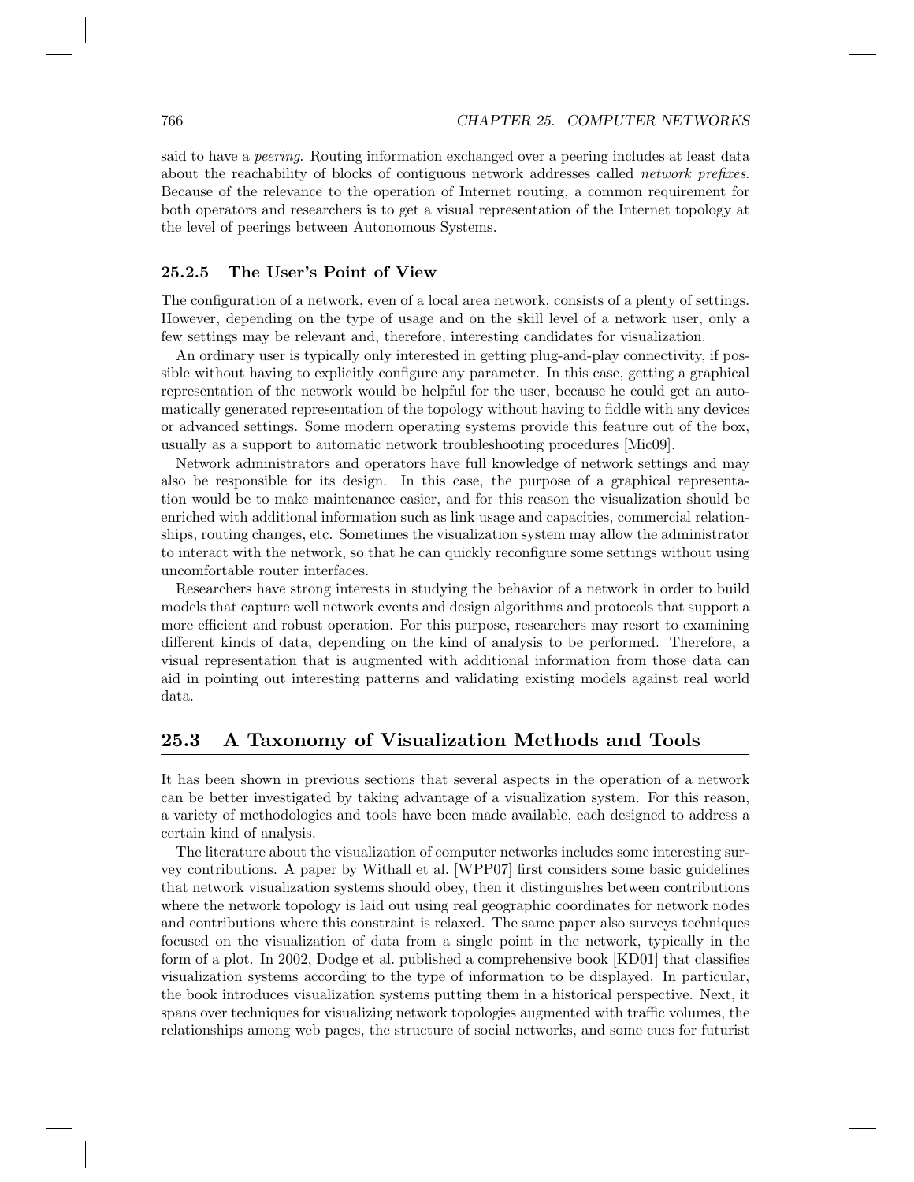said to have a *peering*. Routing information exchanged over a peering includes at least data about the reachability of blocks of contiguous network addresses called *network prefixes*. Because of the relevance to the operation of Internet routing, a common requirement for both operators and researchers is to get a visual representation of the Internet topology at the level of peerings between Autonomous Systems.

### 25.2.5 The User's Point of View

The configuration of a network, even of a local area network, consists of a plenty of settings. However, depending on the type of usage and on the skill level of a network user, only a few settings may be relevant and, therefore, interesting candidates for visualization.

An ordinary user is typically only interested in getting plug-and-play connectivity, if possible without having to explicitly configure any parameter. In this case, getting a graphical representation of the network would be helpful for the user, because he could get an automatically generated representation of the topology without having to fiddle with any devices or advanced settings. Some modern operating systems provide this feature out of the box, usually as a support to automatic network troubleshooting procedures [Mic09].

Network administrators and operators have full knowledge of network settings and may also be responsible for its design. In this case, the purpose of a graphical representation would be to make maintenance easier, and for this reason the visualization should be enriched with additional information such as link usage and capacities, commercial relationships, routing changes, etc. Sometimes the visualization system may allow the administrator to interact with the network, so that he can quickly reconfigure some settings without using uncomfortable router interfaces.

Researchers have strong interests in studying the behavior of a network in order to build models that capture well network events and design algorithms and protocols that support a more efficient and robust operation. For this purpose, researchers may resort to examining different kinds of data, depending on the kind of analysis to be performed. Therefore, a visual representation that is augmented with additional information from those data can aid in pointing out interesting patterns and validating existing models against real world data.

## 25.3 A Taxonomy of Visualization Methods and Tools

It has been shown in previous sections that several aspects in the operation of a network can be better investigated by taking advantage of a visualization system. For this reason, a variety of methodologies and tools have been made available, each designed to address a certain kind of analysis.

The literature about the visualization of computer networks includes some interesting survey contributions. A paper by Withall et al. [WPP07] first considers some basic guidelines that network visualization systems should obey, then it distinguishes between contributions where the network topology is laid out using real geographic coordinates for network nodes and contributions where this constraint is relaxed. The same paper also surveys techniques focused on the visualization of data from a single point in the network, typically in the form of a plot. In 2002, Dodge et al. published a comprehensive book [KD01] that classifies visualization systems according to the type of information to be displayed. In particular, the book introduces visualization systems putting them in a historical perspective. Next, it spans over techniques for visualizing network topologies augmented with traffic volumes, the relationships among web pages, the structure of social networks, and some cues for futurist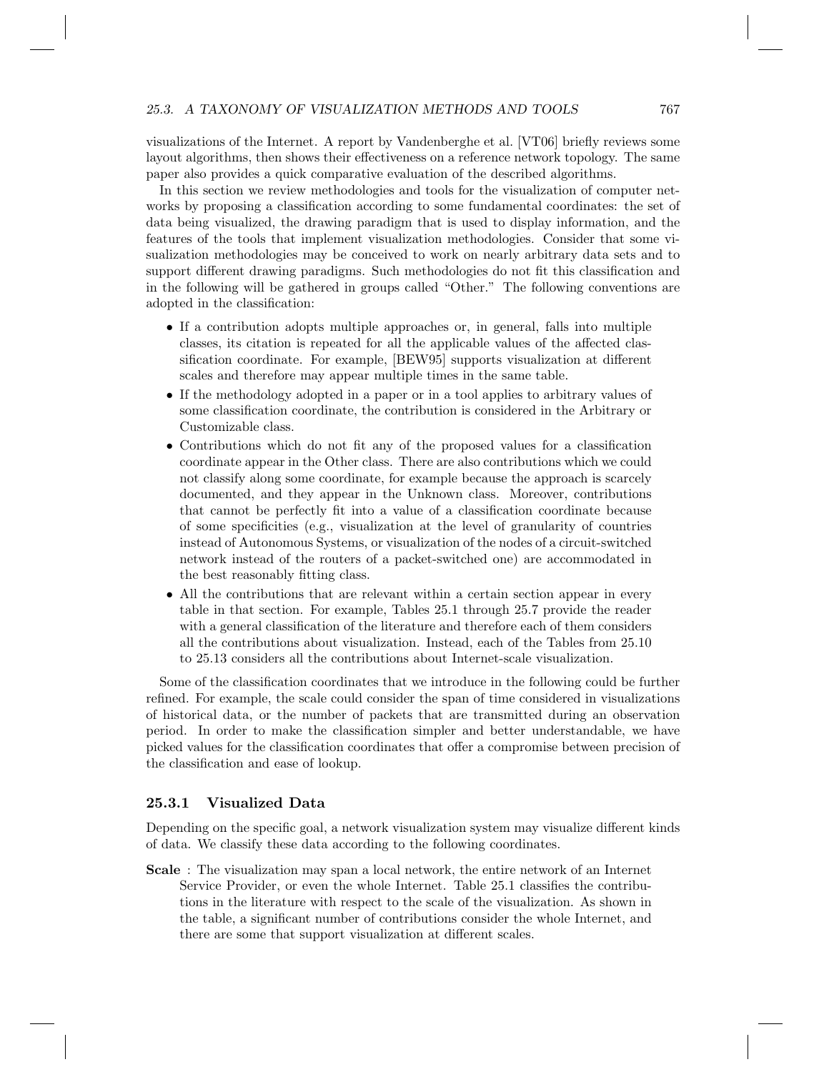visualizations of the Internet. A report by Vandenberghe et al. [VT06] briefly reviews some layout algorithms, then shows their effectiveness on a reference network topology. The same paper also provides a quick comparative evaluation of the described algorithms.

In this section we review methodologies and tools for the visualization of computer networks by proposing a classification according to some fundamental coordinates: the set of data being visualized, the drawing paradigm that is used to display information, and the features of the tools that implement visualization methodologies. Consider that some visualization methodologies may be conceived to work on nearly arbitrary data sets and to support different drawing paradigms. Such methodologies do not fit this classification and in the following will be gathered in groups called "Other." The following conventions are adopted in the classification:

- If a contribution adopts multiple approaches or, in general, falls into multiple classes, its citation is repeated for all the applicable values of the affected classification coordinate. For example, [BEW95] supports visualization at different scales and therefore may appear multiple times in the same table.
- If the methodology adopted in a paper or in a tool applies to arbitrary values of some classification coordinate, the contribution is considered in the Arbitrary or Customizable class.
- Contributions which do not fit any of the proposed values for a classification coordinate appear in the Other class. There are also contributions which we could not classify along some coordinate, for example because the approach is scarcely documented, and they appear in the Unknown class. Moreover, contributions that cannot be perfectly fit into a value of a classification coordinate because of some specificities (e.g., visualization at the level of granularity of countries instead of Autonomous Systems, or visualization of the nodes of a circuit-switched network instead of the routers of a packet-switched one) are accommodated in the best reasonably fitting class.
- All the contributions that are relevant within a certain section appear in every table in that section. For example, Tables 25.1 through 25.7 provide the reader with a general classification of the literature and therefore each of them considers all the contributions about visualization. Instead, each of the Tables from 25.10 to 25.13 considers all the contributions about Internet-scale visualization.

Some of the classification coordinates that we introduce in the following could be further refined. For example, the scale could consider the span of time considered in visualizations of historical data, or the number of packets that are transmitted during an observation period. In order to make the classification simpler and better understandable, we have picked values for the classification coordinates that offer a compromise between precision of the classification and ease of lookup.

### 25.3.1 Visualized Data

Depending on the specific goal, a network visualization system may visualize different kinds of data. We classify these data according to the following coordinates.

**Scale** : The visualization may span a local network, the entire network of an Internet Service Provider, or even the whole Internet. Table 25.1 classifies the contributions in the literature with respect to the scale of the visualization. As shown in the table, a significant number of contributions consider the whole Internet, and there are some that support visualization at different scales.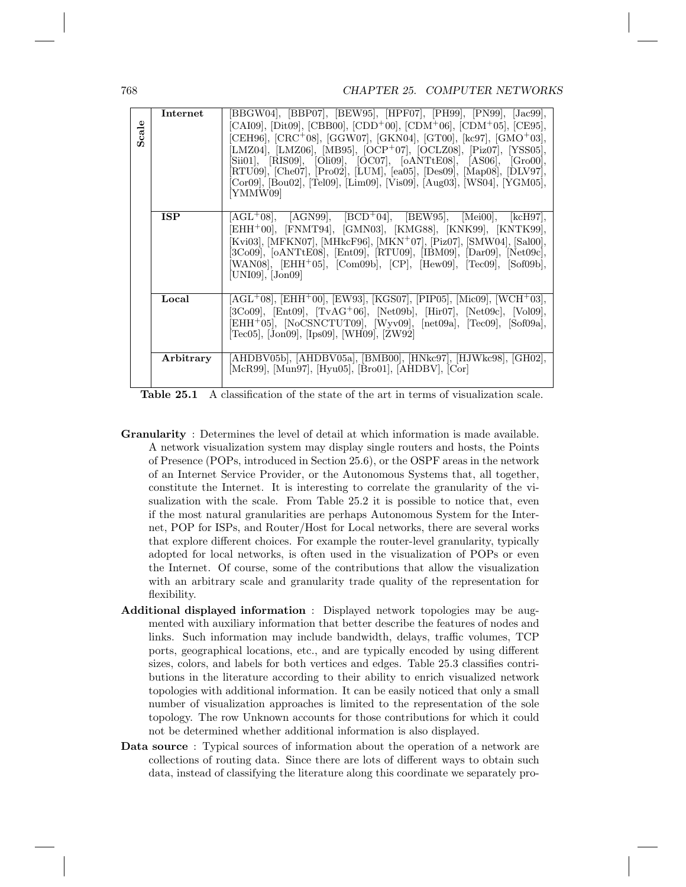| Scale | | |
|---|---|---|
| | **Internet** | [BBGW04], [BBP07], [BEW95], [HPF07], [PH99], [PN99], [Jac99], [CAI09], [Dit09], [CBB00], [CDD$^+$00], [CDM$^+$06], [CDM$^+$05], [CE95], [CEH96], [CRC$^+$08], [GGW07], [GKN04], [GT00], [kc97], [GMO$^+$03], [LMZ04], [LMZ06], [MB95], [OCP$^+$07], [OCLZ08], [Piz07], [YSS05], [Sii01], [RIS09], [Oli09], [OC07], [oANTtE08], [AS06], [Gro00], [RTU09], [Che07], [Pro02], [LUM], [ea05], [Des09], [Map08], [DLV97], [Cor09], [Bou02], [Tel09], [Lim09], [Vis09], [Aug03], [WS04], [YGM05], [YMMW09] |
| | **ISP** | [AGL$^+$08], [AGN99], [BCD$^+$04], [BEW95], [Mei00], [kcH97], [EHH$^+$00], [FNMT94], [GMN03], [KMG88], [KNK99], [KNTK99], [Kvi03], [MFKN07], [MHkcF96], [MKN$^+$07], [Piz07], [SMW04], [Sal00], [3Co09], [oANTtE08], [Ent09], [RTU09], [IBM09], [Dar09], [Net09c], [WAN08], [EHH$^+$05], [Com09b], [CP], [Hew09], [Tec09], [Sof09b], [UNI09], [Jon09] |
| | **Local** | [AGL$^+$08], [EHH$^+$00], [EW93], [KGS07], [PIP05], [Mic09], [WCH$^+$03], [3Co09], [Ent09], [TvAG$^+$06], [Net09b], [Hir07], [Net09c], [Vol09], [EHH$^+$05], [NoCSNCTUT09], [Wyv09], [net09a], [Tec09], [Sof09a], [Tec05], [Jon09], [Ips09], [WH09], [ZW92] |
| | **Arbitrary** | [AHDBV05b], [AHDBV05a], [BMB00], [HNkc97], [HJWkc98], [GH02], [McR99], [Mun97], [Hyu05], [Bro01], [AHDBV], [Cor] |

**Table 25.1** A classification of the state of the art in terms of visualization scale.

**Granularity** : Determines the level of detail at which information is made available. A network visualization system may display single routers and hosts, the Points of Presence (POPs, introduced in Section 25.6), or the OSPF areas in the network of an Internet Service Provider, or the Autonomous Systems that, all together, constitute the Internet. It is interesting to correlate the granularity of the visualization with the scale. From Table 25.2 it is possible to notice that, even if the most natural granularities are perhaps Autonomous System for the Internet, POP for ISPs, and Router/Host for Local networks, there are several works that explore different choices. For example the router-level granularity, typically adopted for local networks, is often used in the visualization of POPs or even the Internet. Of course, some of the contributions that allow the visualization with an arbitrary scale and granularity trade quality of the representation for flexibility.

**Additional displayed information** : Displayed network topologies may be augmented with auxiliary information that better describe the features of nodes and links. Such information may include bandwidth, delays, traffic volumes, TCP ports, geographical locations, etc., and are typically encoded by using different sizes, colors, and labels for both vertices and edges. Table 25.3 classifies contributions in the literature according to their ability to enrich visualized network topologies with additional information. It can be easily noticed that only a small number of visualization approaches is limited to the representation of the sole topology. The row Unknown accounts for those contributions for which it could not be determined whether additional information is also displayed.

**Data source** : Typical sources of information about the operation of a network are collections of routing data. Since there are lots of different ways to obtain such data, instead of classifying the literature along this coordinate we separately pro-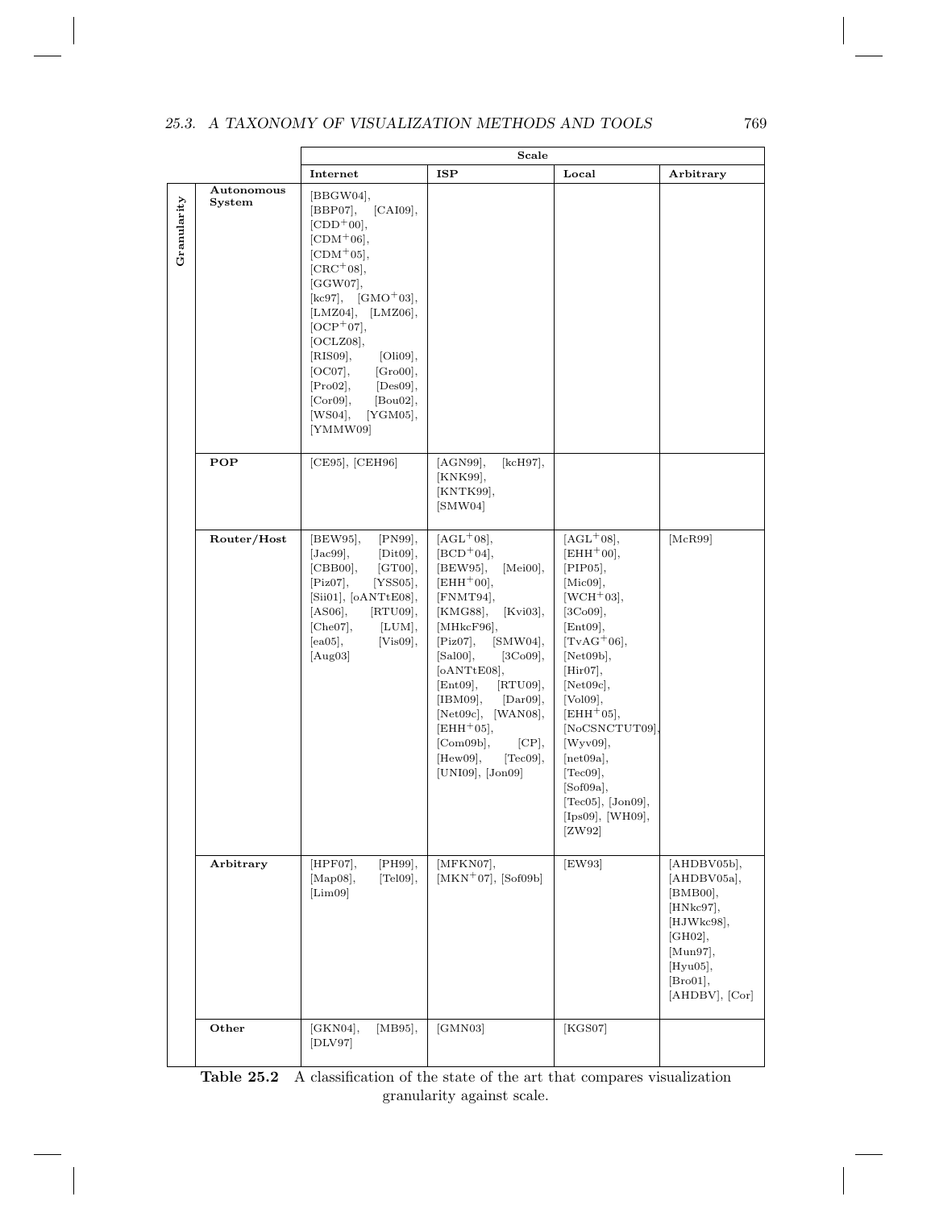| | | Scale | | | |
|---|---|---|---|---|---|
| | | **Internet** | **ISP** | **Local** | **Arbitrary** |
| **Granularity** | **Autonomous System** | [BBGW04], [BBP07], [CAI09], [CDD+00], [CDM+06], [CDM+05], [CRC+08], [GGW07], [kc97], [GMO+03], [LMZ04], [LMZ06], [OCP+07], [OCLZ08], [RIS09], [Oli09], [OC07], [Gro00], [Pro02], [Des09], [Cor09], [Bou02], [WS04], [YGM05], [YMMW09] | | | |
| | **POP** | [CE95], [CEH96] | [AGN99], [kcH97], [KNK99], [KNTK99], [SMW04] | | |
| | **Router/Host** | [BEW95], [PN99], [Jac99], [Dit09], [CBB00], [GT00], [Piz07], [YSS05], [Sii01], [oANTtE08], [AS06], [RTU09], [Che07], [LUM], [ea05], [Vis09], [Aug03] | [AGL+08], [BCD+04], [BEW95], [Mei00], [EHH+00], [FNMT94], [KMG88], [Kvi03], [MHkcF96], [Piz07], [SMW04], [Sal00], [3Co09], [oANTtE08], [Ent09], [RTU09], [IBM09], [Dar09], [Net09c], [WAN08], [EHH+05], [Com09b], [CP], [Hew09], [Tec09], [UNI09], [Jon09] | [AGL+08], [EHH+00], [PIP05], [Mic09], [WCH+03], [3Co09], [Ent09], [TvAG+06], [Net09b], [Hir07], [Net09c], [Vol09], [EHH+05], [NoCSNCTUT09], [Wyv09], [net09a], [Tec09], [Sof09a], [Tec05], [Jon09], [Ips09], [WH09], [ZW92] | [McR99] |
| | **Arbitrary** | [HPF07], [PH99], [Map08], [Tel09], [Lim09] | [MFKN07], [MKN+07], [Sof09b] | [EW93] | [AHDBV05b], [AHDBV05a], [BMB00], [HNkc97], [HJWkc98], [GH02], [Mun97], [Hyu05], [Bro01], [AHDBV], [Cor] |
| | **Other** | [GKN04], [MB95], [DLV97] | [GMN03] | [KGS07] | |

**Table 25.2** A classification of the state of the art that compares visualization granularity against scale.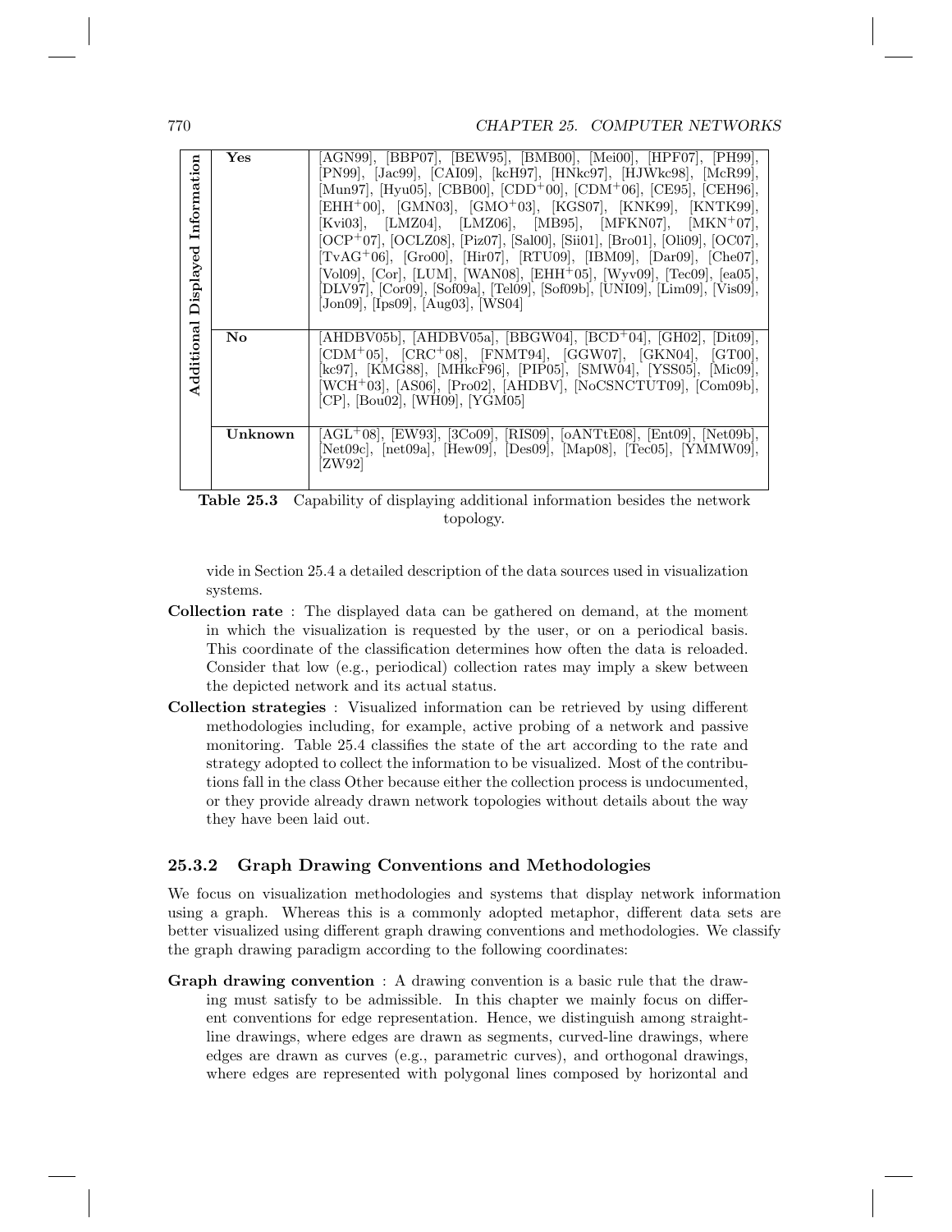| Additional Displayed Information | | |
|---|---|---|
| | **Yes** | [AGN99], [BBP07], [BEW95], [BMB00], [Mei00], [HPF07], [PH99], [PN99], [Jac99], [CAI09], [kcH97], [HNkc97], [HJWkc98], [McR99], [Mun97], [Hyu05], [CBB00], [CDD+00], [CDM+06], [CE95], [CEH96], [EHH+00], [GMN03], [GMO+03], [KGS07], [KNK99], [KNTK99], [Kvi03], [LMZ04], [LMZ06], [MB95], [MFKN07], [MKN+07], [OCP+07], [OCLZ08], [Piz07], [Sal00], [Sii01], [Bro01], [Oli09], [OC07], [TvAG+06], [Gro00], [Hir07], [RTU09], [IBM09], [Dar09], [Che07], [Vol09], [Cor], [LUM], [WAN08], [EHH+05], [Wyv09], [Tec09], [ea05], [DLV97], [Cor09], [Sof09a], [Tel09], [Sof09b], [UNI09], [Lim09], [Vis09], [Jon09], [Ips09], [Aug03], [WS04] |
| | **No** | [AHDBV05b], [AHDBV05a], [BBGW04], [BCD+04], [GH02], [Dit09], [CDM+05], [CRC+08], [FNMT94], [GGW07], [GKN04], [GT00], [kc97], [KMG88], [MHkcF96], [PIP05], [SMW04], [YSS05], [Mic09], [WCH+03], [AS06], [Pro02], [AHDBV], [NoCSNCTUT09], [Com09b], [CP], [Bou02], [WH09], [YGM05] |
| | **Unknown** | [AGL+08], [EW93], [3Co09], [RIS09], [oANTtE08], [Ent09], [Net09b], [Net09c], [net09a], [Hew09], [Des09], [Map08], [Tec05], [YMMW09], [ZW92] |

**Table 25.3** Capability of displaying additional information besides the network topology.

vide in Section 25.4 a detailed description of the data sources used in visualization systems.

**Collection rate** : The displayed data can be gathered on demand, at the moment in which the visualization is requested by the user, or on a periodical basis. This coordinate of the classification determines how often the data is reloaded. Consider that low (e.g., periodical) collection rates may imply a skew between the depicted network and its actual status.

**Collection strategies** : Visualized information can be retrieved by using different methodologies including, for example, active probing of a network and passive monitoring. Table 25.4 classifies the state of the art according to the rate and strategy adopted to collect the information to be visualized. Most of the contributions fall in the class Other because either the collection process is undocumented, or they provide already drawn network topologies without details about the way they have been laid out.

### 25.3.2 Graph Drawing Conventions and Methodologies

We focus on visualization methodologies and systems that display network information using a graph. Whereas this is a commonly adopted metaphor, different data sets are better visualized using different graph drawing conventions and methodologies. We classify the graph drawing paradigm according to the following coordinates:

**Graph drawing convention** : A drawing convention is a basic rule that the drawing must satisfy to be admissible. In this chapter we mainly focus on different conventions for edge representation. Hence, we distinguish among straight-line drawings, where edges are drawn as segments, curved-line drawings, where edges are drawn as curves (e.g., parametric curves), and orthogonal drawings, where edges are represented with polygonal lines composed by horizontal and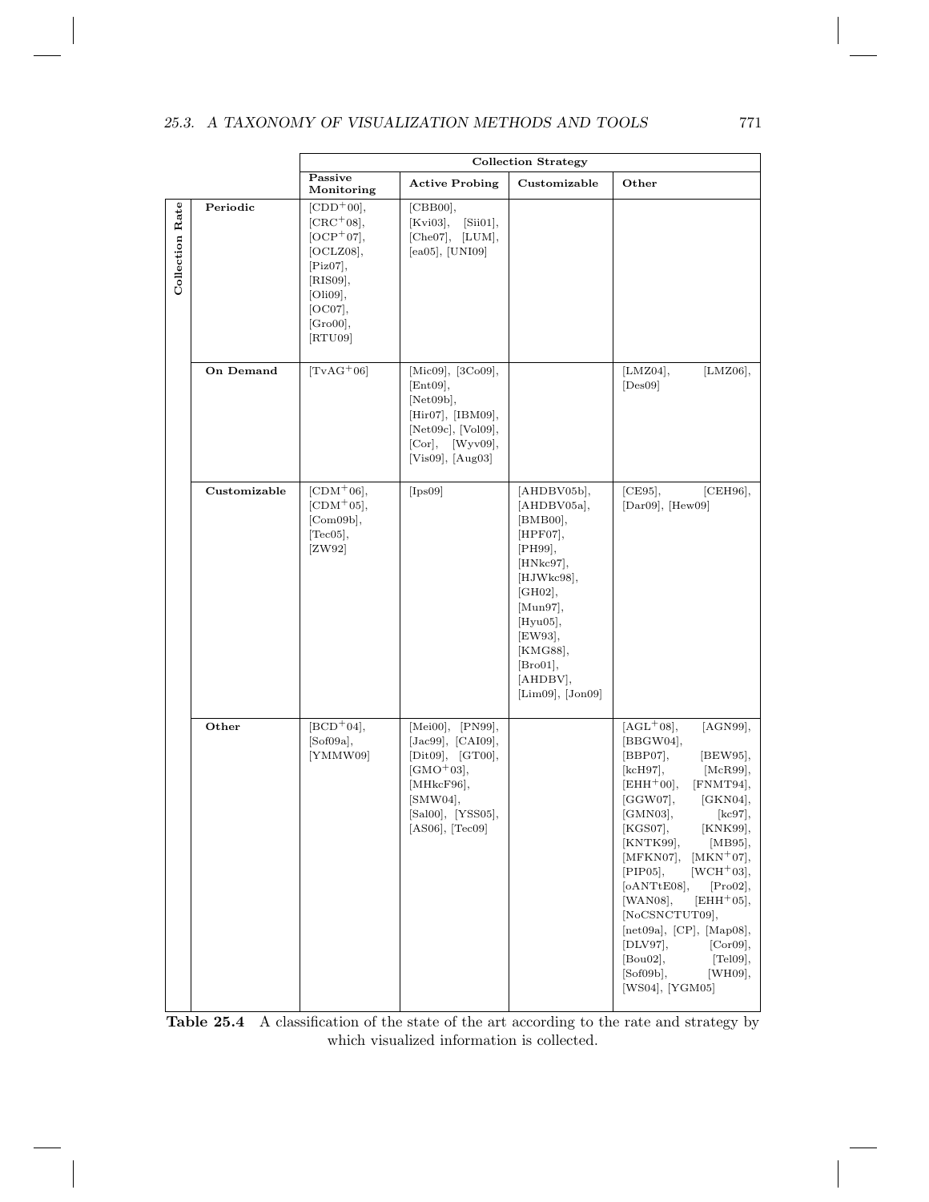| | | Collection Strategy | | | |
|---|---|---|---|---|---|
| | | Passive Monitoring | Active Probing | Customizable | Other |
| Collection Rate | Periodic | [CDD+00], [CRC+08], [OCP+07], [OCLZ08], [Piz07], [RIS09], [Oli09], [OC07], [Gro00], [RTU09] | [CBB00], [Kvi03], [Sii01], [Che07], [LUM], [ea05], [UNI09] | | |
| | On Demand | [TvAG+06] | [Mic09], [3Co09], [Ent09], [Net09b], [Hir07], [IBM09], [Net09c], [Vol09], [Cor], [Wyv09], [Vis09], [Aug03] | | [LMZ04], [LMZ06], [Des09] |
| | Customizable | [CDM+06], [CDM+05], [Com09b], [Tec05], [ZW92] | [Ips09] | [AHDBV05b], [AHDBV05a], [BMB00], [HPF07], [PH99], [HNkc97], [HJWkc98], [GH02], [Mun97], [Hyu05], [EW93], [KMG88], [Bro01], [AHDBV], [Lim09], [Jon09] | [CE95], [CEH96], [Dar09], [Hew09] |
| | Other | [BCD+04], [Sof09a], [YMMW09] | [Mei00], [PN99], [Jac99], [CAI09], [Dit09], [GT00], [GMO+03], [MHkcF96], [SMW04], [Sal00], [YSS05], [AS06], [Tec09] | | [AGL+08], [AGN99], [BBGW04], [BBP07], [BEW95], [kcH97], [McR99], [EHH+00], [FNMT94], [GGW07], [GKN04], [GMN03], [kc97], [KGS07], [KNK99], [KNTK99], [MB95], [MFKN07], [MKN+07], [PIP05], [WCH+03], [oANTtE08], [Pro02], [WAN08], [EHH+05], [NoCSNCTUT09], [net09a], [CP], [Map08], [DLV97], [Cor09], [Bou02], [Tel09], [Sof09b], [WH09], [WS04], [YGM05] |

**Table 25.4** A classification of the state of the art according to the rate and strategy by which visualized information is collected.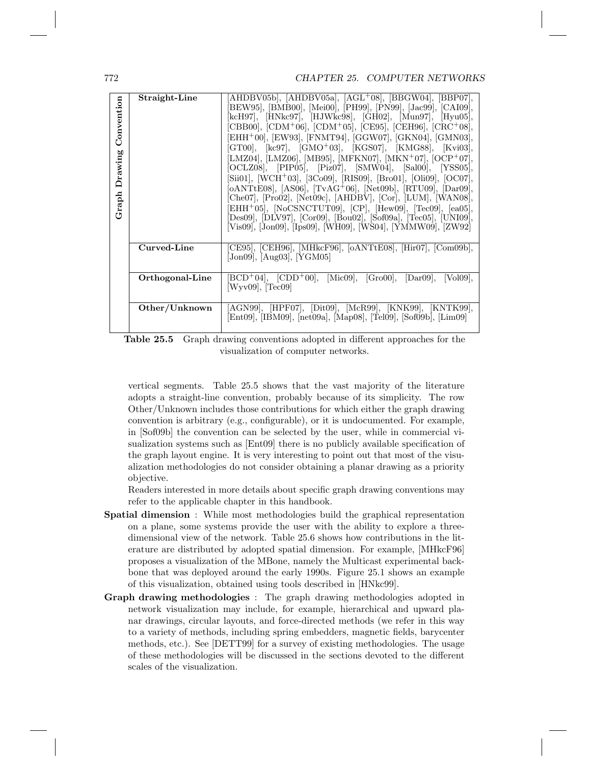| Graph Drawing Convention | | |
|---|---|---|
| | **Straight-Line** | [AHDBV05b], [AHDBV05a], [AGL+08], [BBGW04], [BBP07], [BEW95], [BMB00], [Mei00], [PH99], [PN99], [Jac99], [CAI09], [kcH97], [HNkc97], [HJWkc98], [GH02], [Mun97], [Hyu05], [CBB00], [CDM+06], [CDM+05], [CE95], [CEH96], [CRC+08], [EHH+00], [EW93], [FNMT94], [GGW07], [GKN04], [GMN03], [GT00], [kc97], [GMO+03], [KGS07], [KMG88], [Kvi03], [LMZ04], [LMZ06], [MB95], [MFKN07], [MKN+07], [OCP+07], [OCLZ08], [PIP05], [Piz07], [SMW04], [Sal00], [YSS05], [Sii01], [WCH+03], [3Co09], [RIS09], [Bro01], [Oli09], [OC07], [oANTtE08], [AS06], [TvAG+06], [Net09b], [RTU09], [Dar09], [Che07], [Pro02], [Net09c], [AHDBV], [Cor], [LUM], [WAN08], [EHH+05], [NoCSNCTUT09], [CP], [Hew09], [Tec09], [ea05], [Des09], [DLV97], [Cor09], [Bou02], [Sof09a], [Tec05], [UNI09], [Vis09], [Jon09], [Ips09], [WH09], [WS04], [YMMW09], [ZW92] |
| | **Curved-Line** | [CE95], [CEH96], [MHkcF96], [oANTtE08], [Hir07], [Com09b], [Jon09], [Aug03], [YGM05] |
| | **Orthogonal-Line** | [BCD+04], [CDD+00], [Mic09], [Gro00], [Dar09], [Vol09], [Wyv09], [Tec09] |
| | **Other/Unknown** | [AGN99], [HPF07], [Dit09], [McR99], [KNK99], [KNTK99], [Ent09], [IBM09], [net09a], [Map08], [Tel09], [Sof09b], [Lim09] |

**Table 25.5** Graph drawing conventions adopted in different approaches for the visualization of computer networks.

vertical segments. Table 25.5 shows that the vast majority of the literature adopts a straight-line convention, probably because of its simplicity. The row Other/Unknown includes those contributions for which either the graph drawing convention is arbitrary (e.g., configurable), or it is undocumented. For example, in [Sof09b] the convention can be selected by the user, while in commercial visualization systems such as [Ent09] there is no publicly available specification of the graph layout engine. It is very interesting to point out that most of the visualization methodologies do not consider obtaining a planar drawing as a priority objective.

Readers interested in more details about specific graph drawing conventions may refer to the applicable chapter in this handbook.

**Spatial dimension** : While most methodologies build the graphical representation on a plane, some systems provide the user with the ability to explore a three-dimensional view of the network. Table 25.6 shows how contributions in the literature are distributed by adopted spatial dimension. For example, [MHkcF96] proposes a visualization of the MBone, namely the Multicast experimental backbone that was deployed around the early 1990s. Figure 25.1 shows an example of this visualization, obtained using tools described in [HNkc99].

**Graph drawing methodologies** : The graph drawing methodologies adopted in network visualization may include, for example, hierarchical and upward planar drawings, circular layouts, and force-directed methods (we refer in this way to a variety of methods, including spring embedders, magnetic fields, barycenter methods, etc.). See [DETT99] for a survey of existing methodologies. The usage of these methodologies will be discussed in the sections devoted to the different scales of the visualization.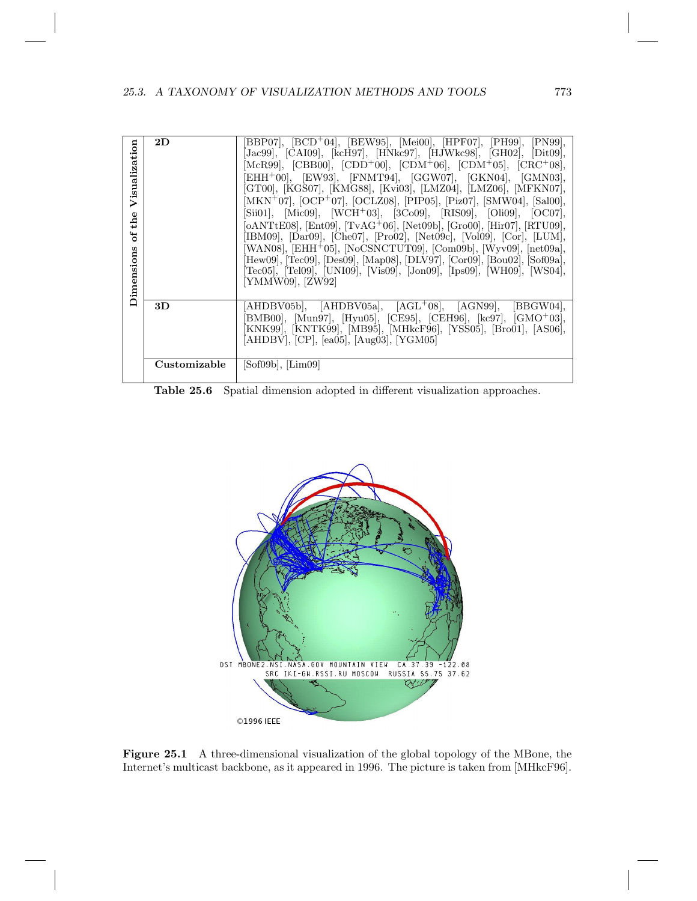| Dimensions of the Visualization | | |
|---|---|---|
| | **2D** | [BBP07], [BCD+04], [BEW95], [Mei00], [HPF07], [PH99], [PN99], [Jac99], [CAI09], [kcH97], [HNkc97], [HJWkc98], [GH02], [Dit09], [McR99], [CBB00], [CDD+00], [CDM+06], [CDM+05], [CRC+08], [EHH+00], [EW93], [FNMT94], [GGW07], [GKN04], [GMN03], [GT00], [KGS07], [KMG88], [Kvi03], [LMZ04], [LMZ06], [MFKN07], [MKN+07], [OCP+07], [OCLZ08], [PIP05], [Piz07], [SMW04], [Sal00], [Sii01], [Mic09], [WCH+03], [3Co09], [RIS09], [Oli09], [OC07], [oANTtE08], [Ent09], [TvAG+06], [Net09b], [Gro00], [Hir07], [RTU09], [IBM09], [Dar09], [Che07], [Pro02], [Net09c], [Vol09], [Cor], [LUM], [WAN08], [EHH+05], [NoCSNCTUT09], [Com09b], [Wyv09], [net09a], [Hew09], [Tec09], [Des09], [Map08], [DLV97], [Cor09], [Bou02], [Sof09a], [Tec05], [Tel09], [UNI09], [Vis09], [Jon09], [Ips09], [WH09], [WS04], [YMMW09], [ZW92] |
| | **3D** | [AHDBV05b], [AHDBV05a], [AGL+08], [AGN99], [BBGW04], [BMB00], [Mun97], [Hyu05], [CE95], [CEH96], [kc97], [GMO+03], [KNK99], [KNTK99], [MB95], [MHkcF96], [YSS05], [Bro01], [AS06], [AHDBV], [CP], [ea05], [Aug03], [YGM05] |
| | **Customizable** | [Sof09b], [Lim09] |

**Table 25.6** Spatial dimension adopted in different visualization approaches.

**Figure 25.1** A three-dimensional visualization of the global topology of the MBone, the Internet's multicast backbone, as it appeared in 1996. The picture is taken from [MHkcF96].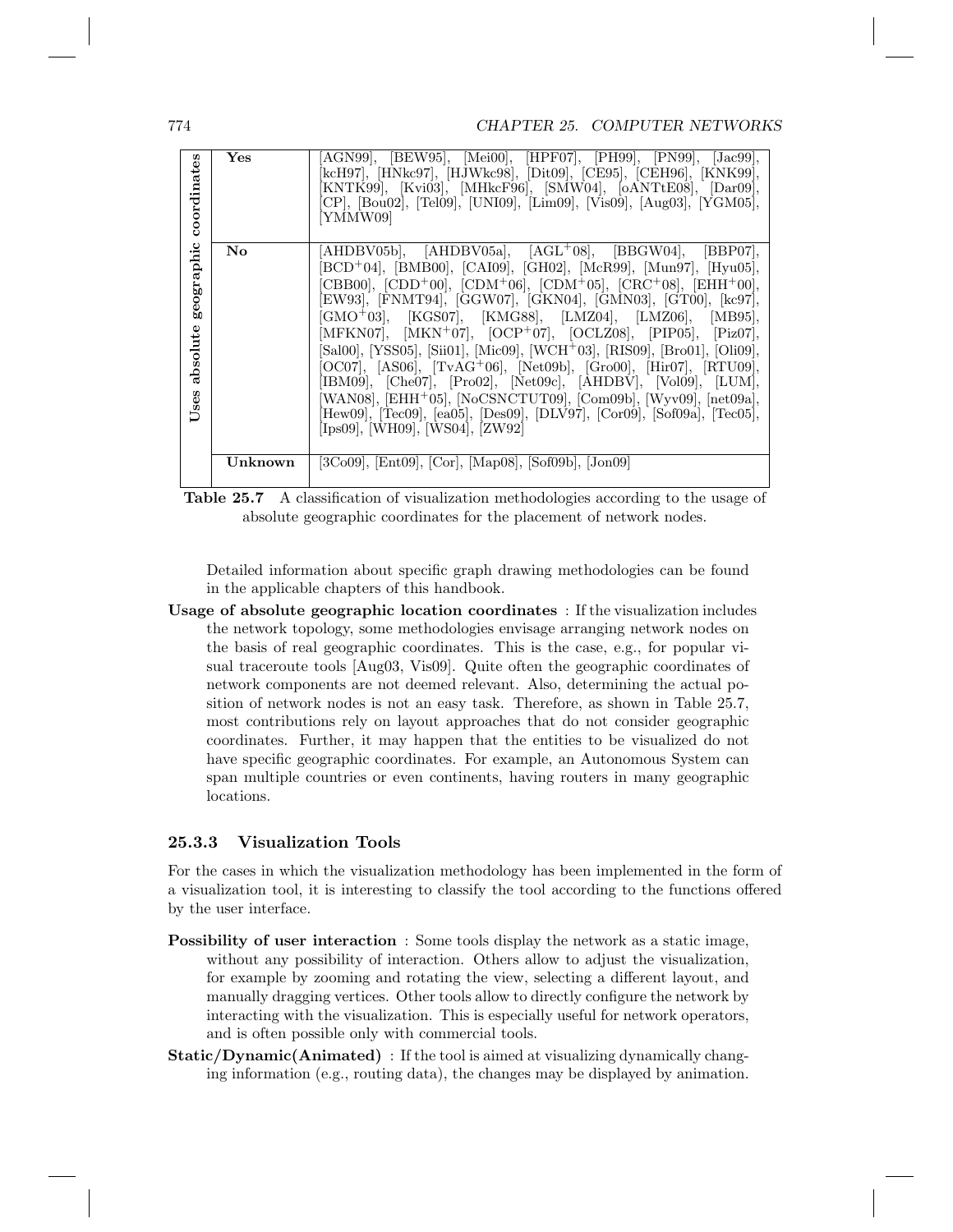| Uses absolute geographic coordinates | References |
|---|---|
| **Yes** | [AGN99], [BEW95], [Mei00], [HPF07], [PH99], [PN99], [Jac99], [kcH97], [HNkc97], [HJWkc98], [Dit09], [CE95], [CEH96], [KNK99], [KNTK99], [Kvi03], [MHkcF96], [SMW04], [oANTtE08], [Dar09], [CP], [Bou02], [Tel09], [UNI09], [Lim09], [Vis09], [Aug03], [YGM05], [YMMW09] |
| **No** | [AHDBV05b], [AHDBV05a], [AGL+08], [BBGW04], [BBP07], [BCD+04], [BMB00], [CAI09], [GH02], [McR99], [Mun97], [Hyu05], [CBB00], [CDD+00], [CDM+06], [CDM+05], [CRC+08], [EHH+00], [EW93], [FNMT94], [GGW07], [GKN04], [GMN03], [GT00], [kc97], [GMO+03], [KGS07], [KMG88], [LMZ04], [LMZ06], [MB95], [MFKN07], [MKN+07], [OCP+07], [OCLZ08], [PIP05], [Piz07], [Sal00], [YSS05], [Sii01], [Mic09], [WCH+03], [RIS09], [Bro01], [Oli09], [OC07], [AS06], [TvAG+06], [Net09b], [Gro00], [Hir07], [RTU09], [IBM09], [Che07], [Pro02], [Net09c], [AHDBV], [Vol09], [LUM], [WAN08], [EHH+05], [NoCSNCTUT09], [Com09b], [Wyv09], [net09a], [Hew09], [Tec09], [ea05], [Des09], [DLV97], [Cor09], [Sof09a], [Tec05], [Ips09], [WH09], [WS04], [ZW92] |
| **Unknown** | [3Co09], [Ent09], [Cor], [Map08], [Sof09b], [Jon09] |

**Table 25.7** A classification of visualization methodologies according to the usage of absolute geographic coordinates for the placement of network nodes.

Detailed information about specific graph drawing methodologies can be found in the applicable chapters of this handbook.

**Usage of absolute geographic location coordinates** : If the visualization includes the network topology, some methodologies envisage arranging network nodes on the basis of real geographic coordinates. This is the case, e.g., for popular visual traceroute tools [Aug03, Vis09]. Quite often the geographic coordinates of network components are not deemed relevant. Also, determining the actual position of network nodes is not an easy task. Therefore, as shown in Table 25.7, most contributions rely on layout approaches that do not consider geographic coordinates. Further, it may happen that the entities to be visualized do not have specific geographic coordinates. For example, an Autonomous System can span multiple countries or even continents, having routers in many geographic locations.

### 25.3.3 Visualization Tools

For the cases in which the visualization methodology has been implemented in the form of a visualization tool, it is interesting to classify the tool according to the functions offered by the user interface.

**Possibility of user interaction** : Some tools display the network as a static image, without any possibility of interaction. Others allow to adjust the visualization, for example by zooming and rotating the view, selecting a different layout, and manually dragging vertices. Other tools allow to directly configure the network by interacting with the visualization. This is especially useful for network operators, and is often possible only with commercial tools.

**Static/Dynamic(Animated)** : If the tool is aimed at visualizing dynamically changing information (e.g., routing data), the changes may be displayed by animation.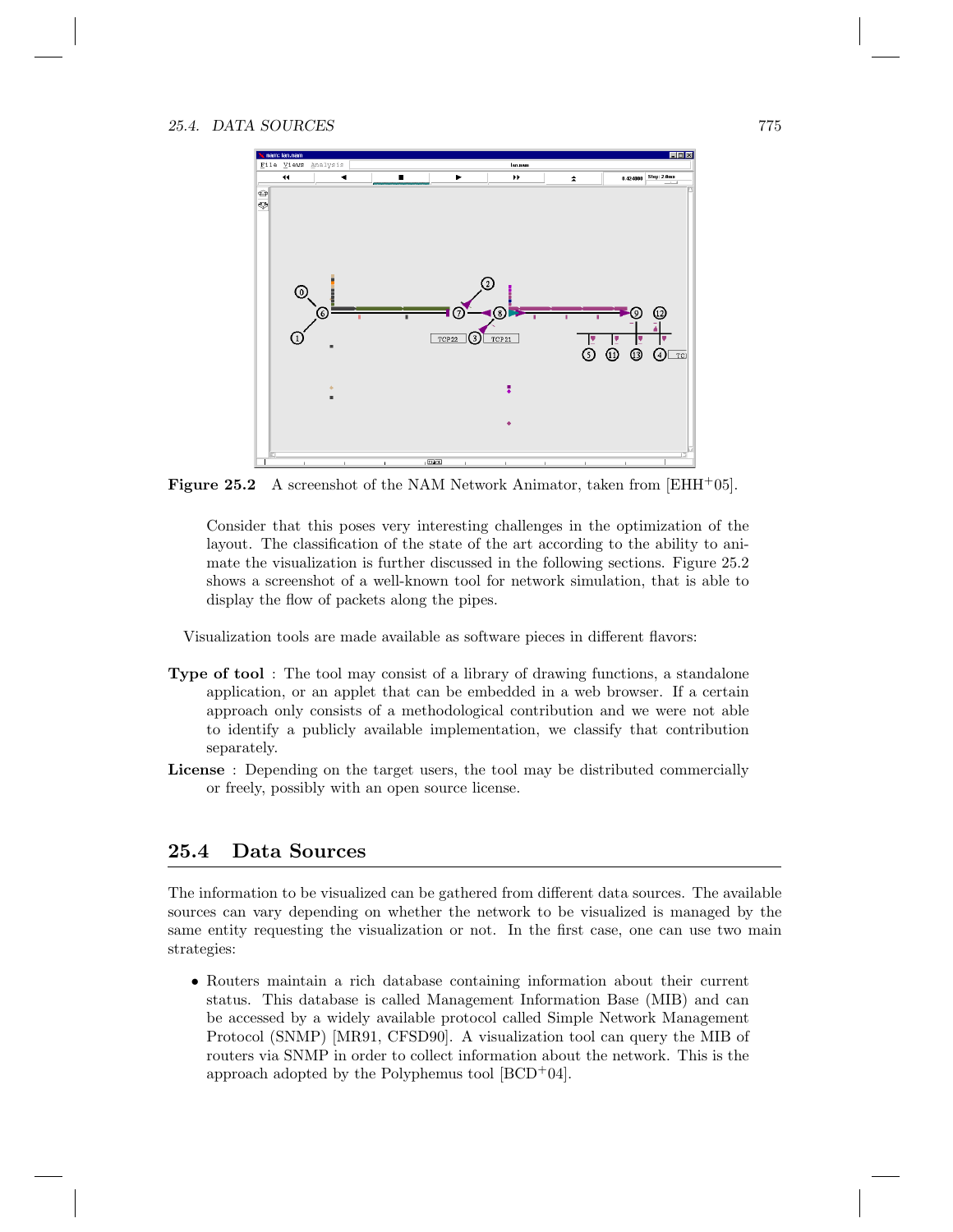Figure 25.2 A screenshot of the NAM Network Animator, taken from [EHH+05].

Consider that this poses very interesting challenges in the optimization of the layout. The classification of the state of the art according to the ability to animate the visualization is further discussed in the following sections. Figure 25.2 shows a screenshot of a well-known tool for network simulation, that is able to display the flow of packets along the pipes.

Visualization tools are made available as software pieces in different flavors:

**Type of tool** : The tool may consist of a library of drawing functions, a standalone application, or an applet that can be embedded in a web browser. If a certain approach only consists of a methodological contribution and we were not able to identify a publicly available implementation, we classify that contribution separately.

**License** : Depending on the target users, the tool may be distributed commercially or freely, possibly with an open source license.

## 25.4 Data Sources

The information to be visualized can be gathered from different data sources. The available sources can vary depending on whether the network to be visualized is managed by the same entity requesting the visualization or not. In the first case, one can use two main strategies:

- Routers maintain a rich database containing information about their current status. This database is called Management Information Base (MIB) and can be accessed by a widely available protocol called Simple Network Management Protocol (SNMP) [MR91, CFSD90]. A visualization tool can query the MIB of routers via SNMP in order to collect information about the network. This is the approach adopted by the Polyphemus tool [BCD+04].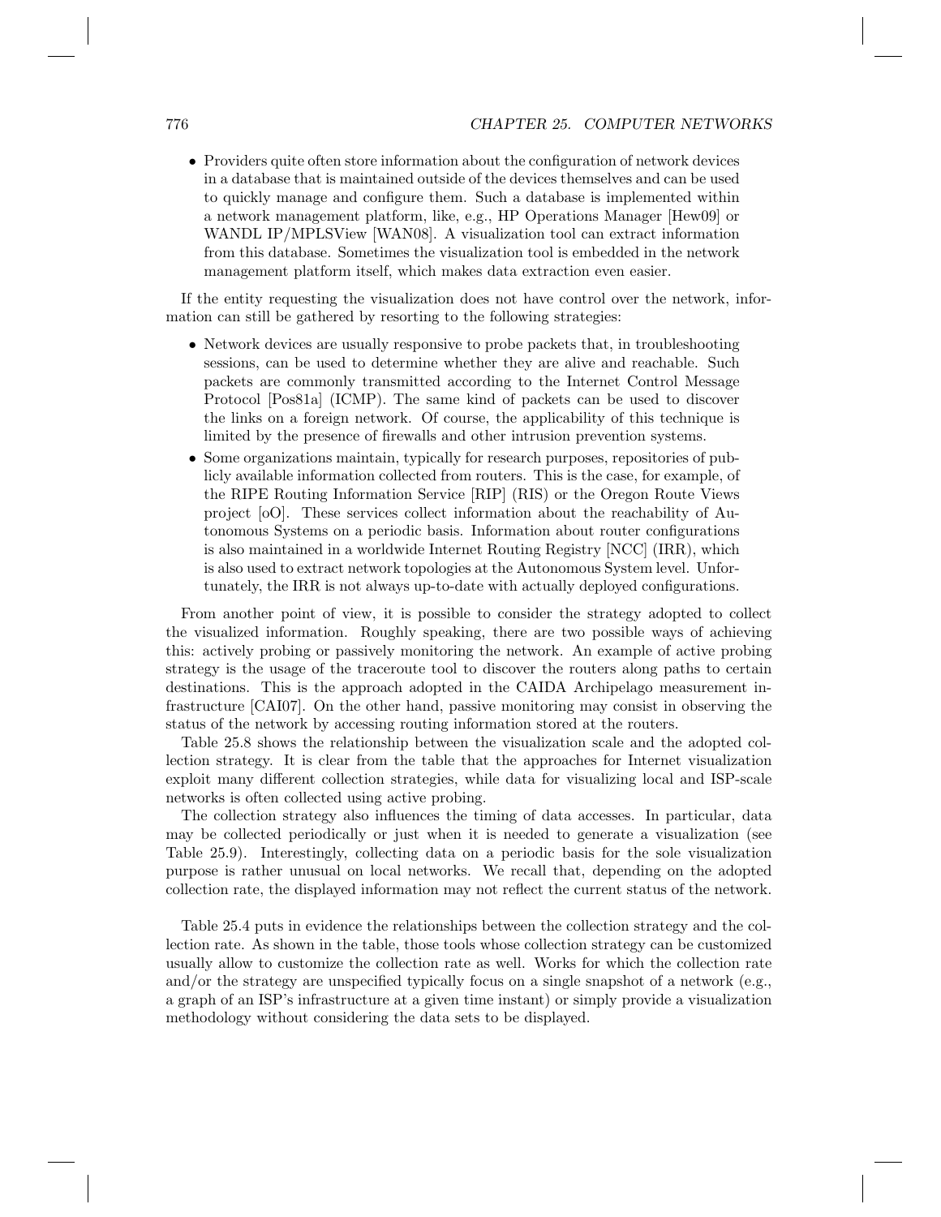- Providers quite often store information about the configuration of network devices in a database that is maintained outside of the devices themselves and can be used to quickly manage and configure them. Such a database is implemented within a network management platform, like, e.g., HP Operations Manager [Hew09] or WANDL IP/MPLSView [WAN08]. A visualization tool can extract information from this database. Sometimes the visualization tool is embedded in the network management platform itself, which makes data extraction even easier.

If the entity requesting the visualization does not have control over the network, information can still be gathered by resorting to the following strategies:

- Network devices are usually responsive to probe packets that, in troubleshooting sessions, can be used to determine whether they are alive and reachable. Such packets are commonly transmitted according to the Internet Control Message Protocol [Pos81a] (ICMP). The same kind of packets can be used to discover the links on a foreign network. Of course, the applicability of this technique is limited by the presence of firewalls and other intrusion prevention systems.
- Some organizations maintain, typically for research purposes, repositories of publicly available information collected from routers. This is the case, for example, of the RIPE Routing Information Service [RIP] (RIS) or the Oregon Route Views project [oO]. These services collect information about the reachability of Autonomous Systems on a periodic basis. Information about router configurations is also maintained in a worldwide Internet Routing Registry [NCC] (IRR), which is also used to extract network topologies at the Autonomous System level. Unfortunately, the IRR is not always up-to-date with actually deployed configurations.

From another point of view, it is possible to consider the strategy adopted to collect the visualized information. Roughly speaking, there are two possible ways of achieving this: actively probing or passively monitoring the network. An example of active probing strategy is the usage of the traceroute tool to discover the routers along paths to certain destinations. This is the approach adopted in the CAIDA Archipelago measurement infrastructure [CAI07]. On the other hand, passive monitoring may consist in observing the status of the network by accessing routing information stored at the routers.

Table 25.8 shows the relationship between the visualization scale and the adopted collection strategy. It is clear from the table that the approaches for Internet visualization exploit many different collection strategies, while data for visualizing local and ISP-scale networks is often collected using active probing.

The collection strategy also influences the timing of data accesses. In particular, data may be collected periodically or just when it is needed to generate a visualization (see Table 25.9). Interestingly, collecting data on a periodic basis for the sole visualization purpose is rather unusual on local networks. We recall that, depending on the adopted collection rate, the displayed information may not reflect the current status of the network.

Table 25.4 puts in evidence the relationships between the collection strategy and the collection rate. As shown in the table, those tools whose collection strategy can be customized usually allow to customize the collection rate as well. Works for which the collection rate and/or the strategy are unspecified typically focus on a single snapshot of a network (e.g., a graph of an ISP's infrastructure at a given time instant) or simply provide a visualization methodology without considering the data sets to be displayed.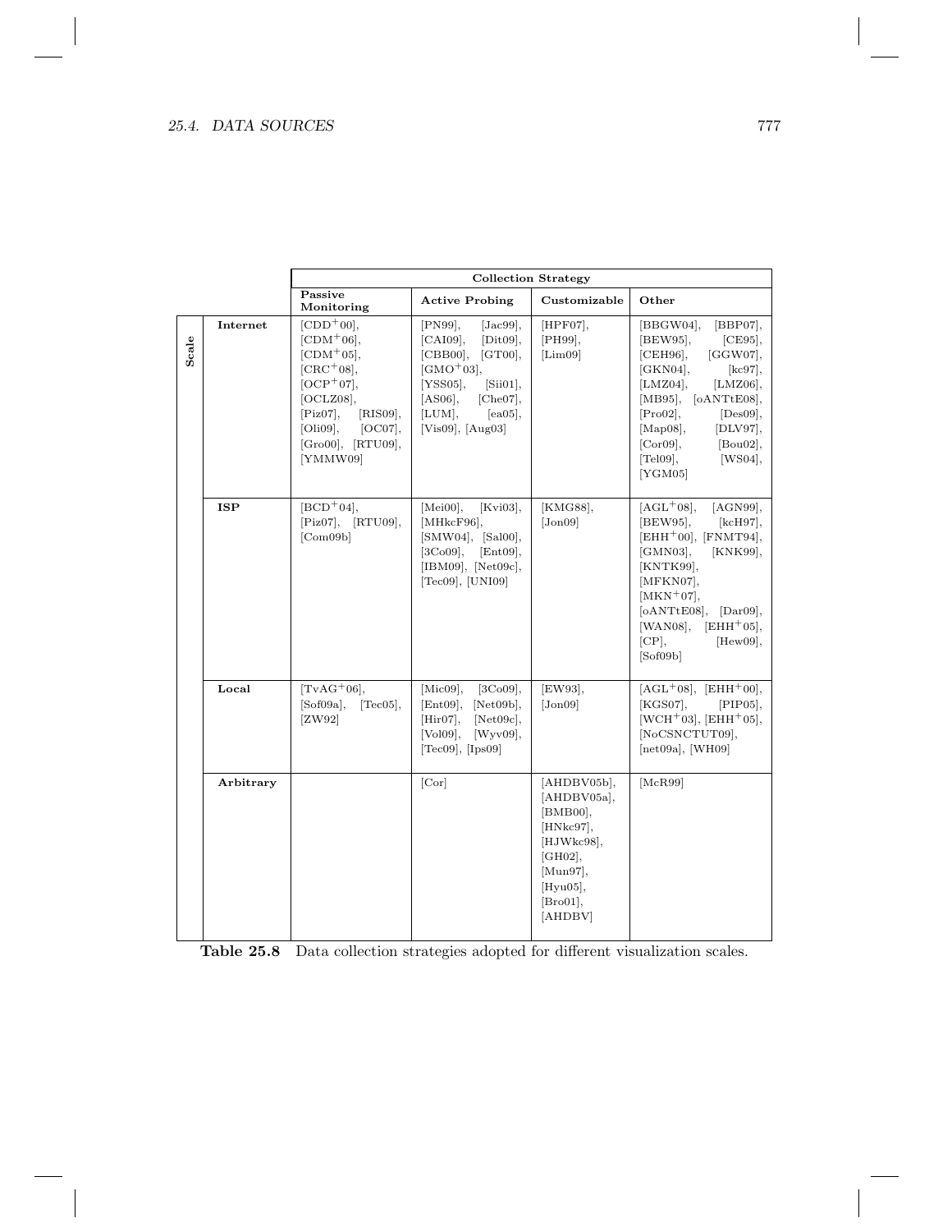| Scale | Collection Strategy | | | |
|---|---|---|---|---|
| | Passive Monitoring | Active Probing | Customizable | Other |
| **Internet** | [CDD+00], [CDM+06], [CDM+05], [CRC+08], [OCP+07], [OCLZ08], [Piz07], [RIS09], [Oli09], [OC07], [Gro00], [RTU09], [YMMW09] | [PN99], [Jac99], [CAI09], [Dit09], [CBB00], [GT00], [GMO+03], [YSS05], [Sii01], [AS06], [Che07], [LUM], [ea05], [Vis09], [Aug03] | [HPF07], [PH99], [Lim09] | [BBGW04], [BBP07], [BEW95], [CE95], [CEH96], [GGW07], [GKN04], [kc97], [LMZ04], [LMZ06], [MB95], [oANTtE08], [Pro02], [Des09], [Map08], [DLV97], [Cor09], [Bou02], [Tel09], [WS04], [YGM05] |
| **ISP** | [BCD+04], [Piz07], [RTU09], [Com09b] | [Mei00], [Kvi03], [MHkcF96], [SMW04], [Sal00], [3Co09], [Ent09], [IBM09], [Net09c], [Tec09], [UNI09] | [KMG88], [Jon09] | [AGL+08], [AGN99], [BEW95], [kcH97], [EHH+00], [FNMT94], [GMN03], [KNK99], [KNTK99], [MFKN07], [MKN+07], [oANTtE08], [Dar09], [WAN08], [EHH+05], [CP], [Hew09], [Sof09b] |
| **Local** | [TvAG+06], [Sof09a], [Tec05], [ZW92] | [Mic09], [3Co09], [Ent09], [Net09b], [Hir07], [Net09c], [Vol09], [Wyv09], [Tec09], [Ips09] | [EW93], [Jon09] | [AGL+08], [EHH+00], [KGS07], [PIP05], [WCH+03], [EHH+05], [NoCSNCTUT09], [net09a], [WH09] |
| **Arbitrary** | | [Cor] | [AHDBV05b], [AHDBV05a], [BMB00], [HNkc97], [HJWkc98], [GH02], [Mun97], [Hyu05], [Bro01], [AHDBV] | [McR99] |

**Table 25.8** Data collection strategies adopted for different visualization scales.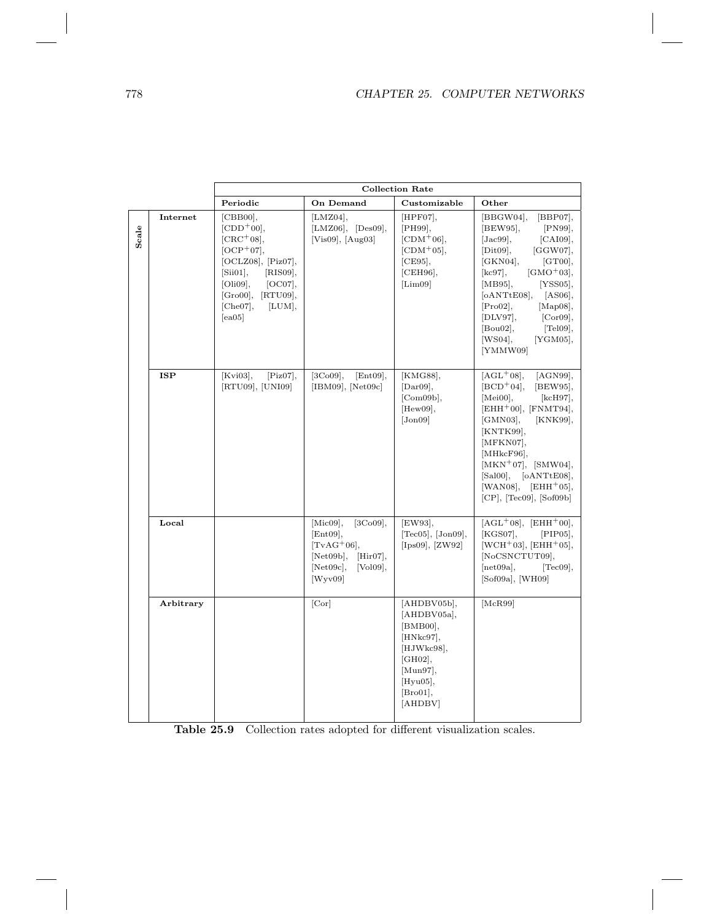| Scale | | Collection Rate | | | |
|---|---|---|---|---|---|
| | | Periodic | On Demand | Customizable | Other |
| | **Internet** | [CBB00], [CDD+00], [CRC+08], [OCP+07], [OCLZ08], [Piz07], [Sii01], [RIS09], [Oli09], [OC07], [Gro00], [RTU09], [Che07], [LUM], [ea05] | [LMZ04], [LMZ06], [Des09], [Vis09], [Aug03] | [HPF07], [PH99], [CDM+06], [CDM+05], [CE95], [CEH96], [Lim09] | [BBGW04], [BBP07], [BEW95], [PN99], [Jac99], [CAI09], [Dit09], [GGW07], [GKN04], [GT00], [kc97], [GMO+03], [MB95], [YSS05], [oANTtE08], [AS06], [Pro02], [Map08], [DLV97], [Cor09], [Bou02], [Tel09], [WS04], [YGM05], [YMMW09] |
| | **ISP** | [Kvi03], [Piz07], [RTU09], [UNI09] | [3Co09], [Ent09], [IBM09], [Net09c] | [KMG88], [Dar09], [Com09b], [Hew09], [Jon09] | [AGL+08], [AGN99], [BCD+04], [BEW95], [Mei00], [kcH97], [EHH+00], [FNMT94], [GMN03], [KNK99], [KNTK99], [MFKN07], [MHkcF96], [MKN+07], [SMW04], [Sal00], [oANTtE08], [WAN08], [EHH+05], [CP], [Tec09], [Sof09b] |
| | **Local** | | [Mic09], [3Co09], [Ent09], [TvAG+06], [Net09b], [Hir07], [Net09c], [Vol09], [Wyv09] | [EW93], [Tec05], [Jon09], [Ips09], [ZW92] | [AGL+08], [EHH+00], [KGS07], [PIP05], [WCH+03], [EHH+05], [NoCSNCTUT09], [net09a], [Tec09], [Sof09a], [WH09] |
| | **Arbitrary** | | [Cor] | [AHDBV05b], [AHDBV05a], [BMB00], [HNkc97], [HJWkc98], [GH02], [Mun97], [Hyu05], [Bro01], [AHDBV] | [McR99] |

**Table 25.9** Collection rates adopted for different visualization scales.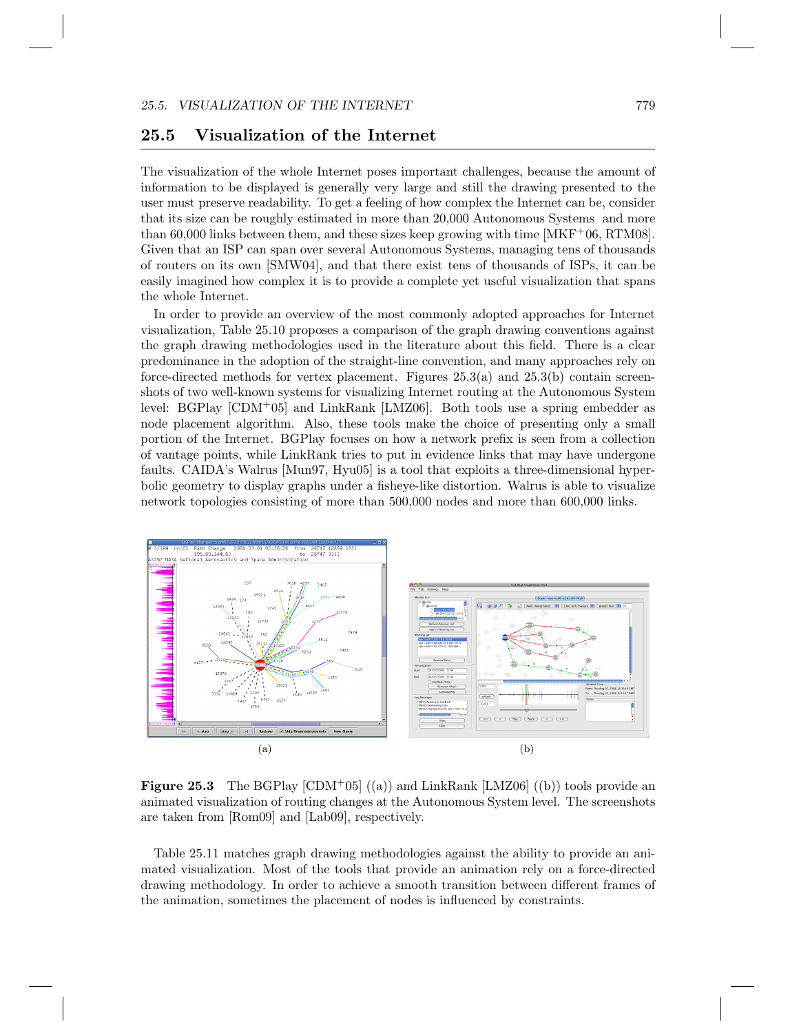## 25.5 Visualization of the Internet

The visualization of the whole Internet poses important challenges, because the amount of information to be displayed is generally very large and still the drawing presented to the user must preserve readability. To get a feeling of how complex the Internet can be, consider that its size can be roughly estimated in more than 20,000 Autonomous Systems and more than 60,000 links between them, and these sizes keep growing with time [MKF+06, RTM08]. Given that an ISP can span over several Autonomous Systems, managing tens of thousands of routers on its own [SMW04], and that there exist tens of thousands of ISPs, it can be easily imagined how complex it is to provide a complete yet useful visualization that spans the whole Internet.

In order to provide an overview of the most commonly adopted approaches for Internet visualization, Table 25.10 proposes a comparison of the graph drawing conventions against the graph drawing methodologies used in the literature about this field. There is a clear predominance in the adoption of the straight-line convention, and many approaches rely on force-directed methods for vertex placement. Figures 25.3(a) and 25.3(b) contain screenshots of two well-known systems for visualizing Internet routing at the Autonomous System level: BGPlay [CDM+05] and LinkRank [LMZ06]. Both tools use a spring embedder as node placement algorithm. Also, these tools make the choice of presenting only a small portion of the Internet. BGPlay focuses on how a network prefix is seen from a collection of vantage points, while LinkRank tries to put in evidence links that may have undergone faults. CAIDA's Walrus [Mun97, Hyu05] is a tool that exploits a three-dimensional hyperbolic geometry to display graphs under a fisheye-like distortion. Walrus is able to visualize network topologies consisting of more than 500,000 nodes and more than 600,000 links.

(a) (b)

**Figure 25.3** The BGPlay [CDM+05] ((a)) and LinkRank [LMZ06] ((b)) tools provide an animated visualization of routing changes at the Autonomous System level. The screenshots are taken from [Rom09] and [Lab09], respectively.

Table 25.11 matches graph drawing methodologies against the ability to provide an animated visualization. Most of the tools that provide an animation rely on a force-directed drawing methodology. In order to achieve a smooth transition between different frames of the animation, sometimes the placement of nodes is influenced by constraints.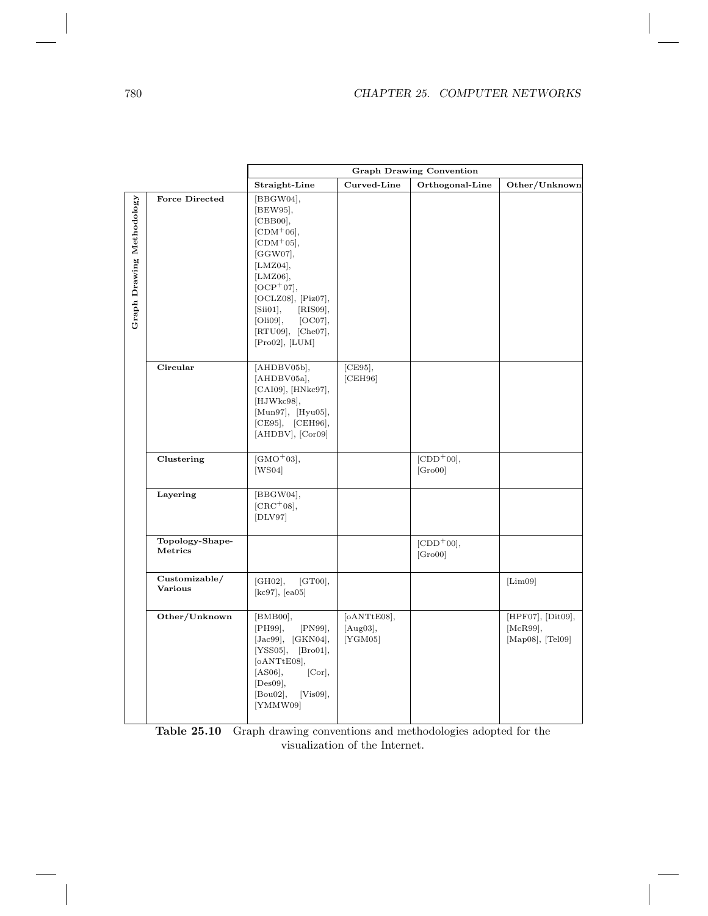| Graph Drawing Methodology | Graph Drawing Convention | | | |
|---|---|---|---|---|
| | Straight-Line | Curved-Line | Orthogonal-Line | Other/Unknown |
| **Force Directed** | [BBGW04], [BEW95], [CBB00], [CDM$^{+}$06], [CDM$^{+}$05], [GGW07], [LMZ04], [LMZ06], [OCP$^{+}$07], [OCLZ08], [Piz07], [Sii01], [RIS09], [Oli09], [OC07], [RTU09], [Che07], [Pro02], [LUM] | | | |
| **Circular** | [AHDBV05b], [AHDBV05a], [CAI09], [HNkc97], [HJWkc98], [Mun97], [Hyu05], [CE95], [CEH96], [AHDBV], [Cor09] | [CE95], [CEH96] | | |
| **Clustering** | [GMO$^{+}$03], [WS04] | | [CDD$^{+}$00], [Gro00] | |
| **Layering** | [BBGW04], [CRC$^{+}$08], [DLV97] | | | |
| **Topology-Shape-Metrics** | | | [CDD$^{+}$00], [Gro00] | |
| **Customizable/ Various** | [GH02], [GT00], [kc97], [ea05] | | | [Lim09] |
| **Other/Unknown** | [BMB00], [PH99], [PN99], [Jac99], [GKN04], [YSS05], [Bro01], [oANTtE08], [AS06], [Cor], [Des09], [Bou02], [Vis09], [YMMW09] | [oANTtE08], [Aug03], [YGM05] | | [HPF07], [Dit09], [McR99], [Map08], [Tel09] |

**Table 25.10** Graph drawing conventions and methodologies adopted for the visualization of the Internet.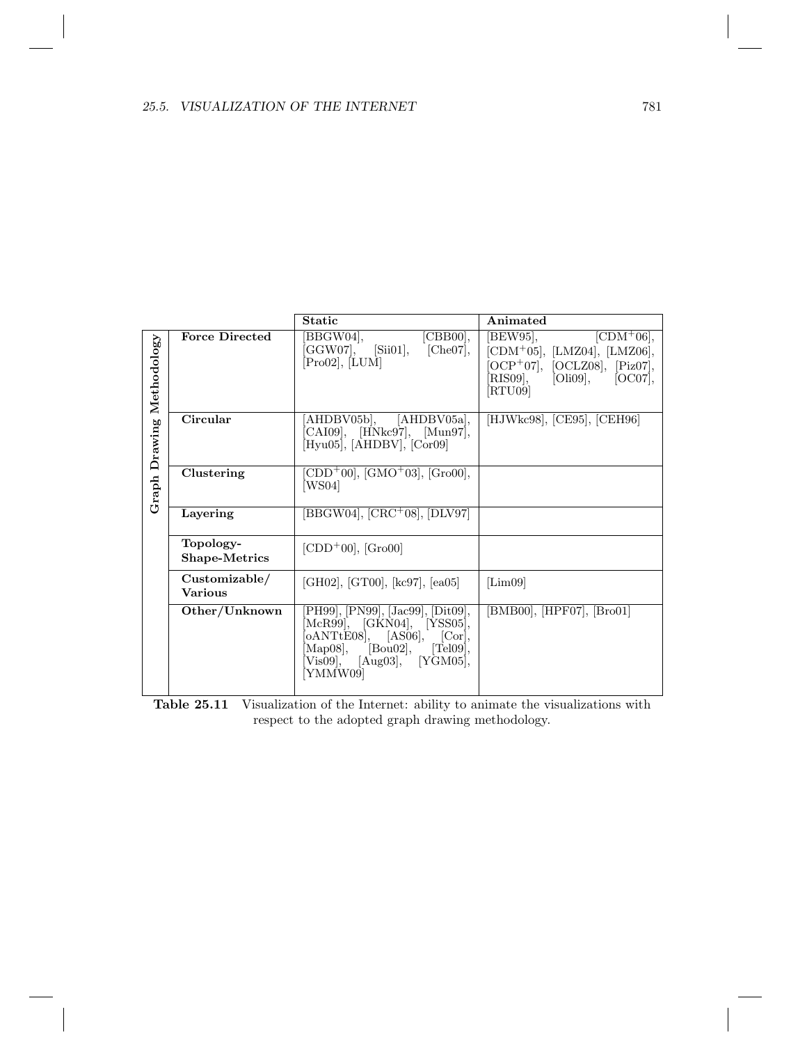| Graph Drawing Methodology | | **Static** | **Animated** |
|---|---|---|---|
| | **Force Directed** | [BBGW04], [CBB00], [GGW07], [Sii01], [Che07], [Pro02], [LUM] | [BEW95], [CDM+06], [CDM+05], [LMZ04], [LMZ06], [OCP+07], [OCLZ08], [Piz07], [RIS09], [Oli09], [OC07], [RTU09] |
| | **Circular** | [AHDBV05b], [AHDBV05a], [CAI09], [HNkc97], [Mun97], [Hyu05], [AHDBV], [Cor09] | [HJWkc98], [CE95], [CEH96] |
| | **Clustering** | [CDD+00], [GMO+03], [Gro00], [WS04] | |
| | **Layering** | [BBGW04], [CRC+08], [DLV97] | |
| | **Topology-Shape-Metrics** | [CDD+00], [Gro00] | |
| | **Customizable/ Various** | [GH02], [GT00], [kc97], [ea05] | [Lim09] |
| | **Other/Unknown** | [PH99], [PN99], [Jac99], [Dit09], [McR99], [GKN04], [YSS05], [oANTtE08], [AS06], [Cor], [Map08], [Bou02], [Tel09], [Vis09], [Aug03], [YGM05], [YMMW09] | [BMB00], [HPF07], [Bro01] |

**Table 25.11** Visualization of the Internet: ability to animate the visualizations with respect to the adopted graph drawing methodology.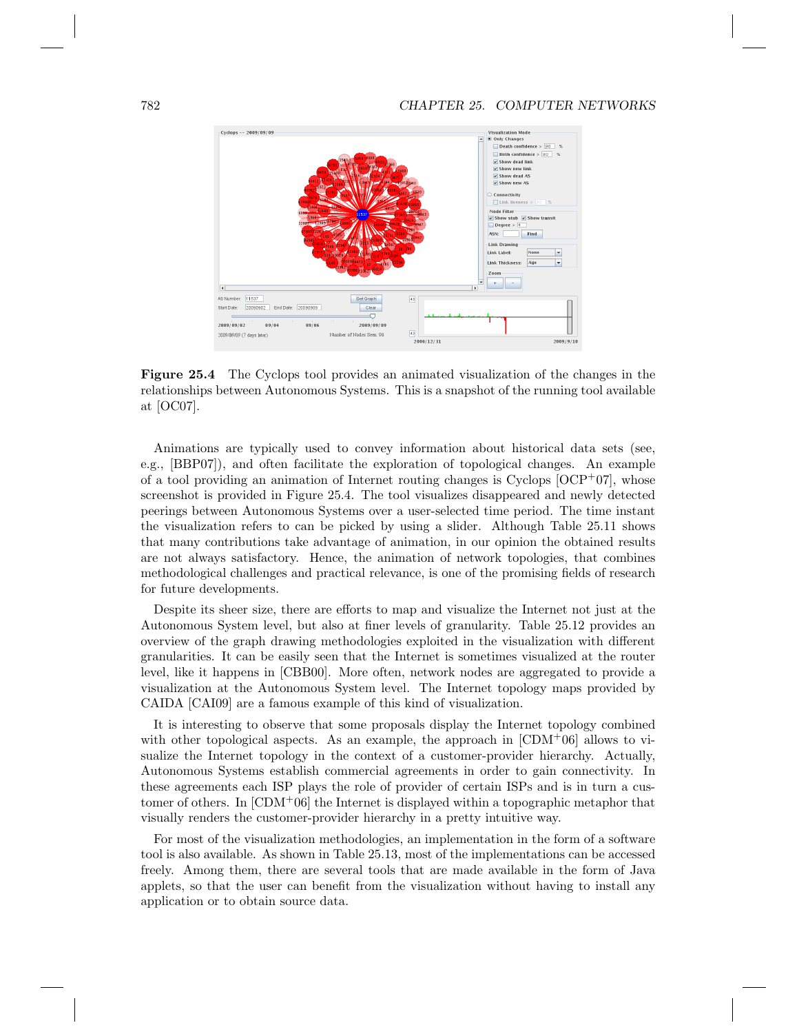**Figure 25.4** The Cyclops tool provides an animated visualization of the changes in the relationships between Autonomous Systems. This is a snapshot of the running tool available at [OC07].

Animations are typically used to convey information about historical data sets (see, e.g., [BBP07]), and often facilitate the exploration of topological changes. An example of a tool providing an animation of Internet routing changes is Cyclops [OCP+07], whose screenshot is provided in Figure 25.4. The tool visualizes disappeared and newly detected peerings between Autonomous Systems over a user-selected time period. The time instant the visualization refers to can be picked by using a slider. Although Table 25.11 shows that many contributions take advantage of animation, in our opinion the obtained results are not always satisfactory. Hence, the animation of network topologies, that combines methodological challenges and practical relevance, is one of the promising fields of research for future developments.

Despite its sheer size, there are efforts to map and visualize the Internet not just at the Autonomous System level, but also at finer levels of granularity. Table 25.12 provides an overview of the graph drawing methodologies exploited in the visualization with different granularities. It can be easily seen that the Internet is sometimes visualized at the router level, like it happens in [CBB00]. More often, network nodes are aggregated to provide a visualization at the Autonomous System level. The Internet topology maps provided by CAIDA [CAI09] are a famous example of this kind of visualization.

It is interesting to observe that some proposals display the Internet topology combined with other topological aspects. As an example, the approach in [CDM+06] allows to visualize the Internet topology in the context of a customer-provider hierarchy. Actually, Autonomous Systems establish commercial agreements in order to gain connectivity. In these agreements each ISP plays the role of provider of certain ISPs and is in turn a customer of others. In [CDM+06] the Internet is displayed within a topographic metaphor that visually renders the customer-provider hierarchy in a pretty intuitive way.

For most of the visualization methodologies, an implementation in the form of a software tool is also available. As shown in Table 25.13, most of the implementations can be accessed freely. Among them, there are several tools that are made available in the form of Java applets, so that the user can benefit from the visualization without having to install any application or to obtain source data.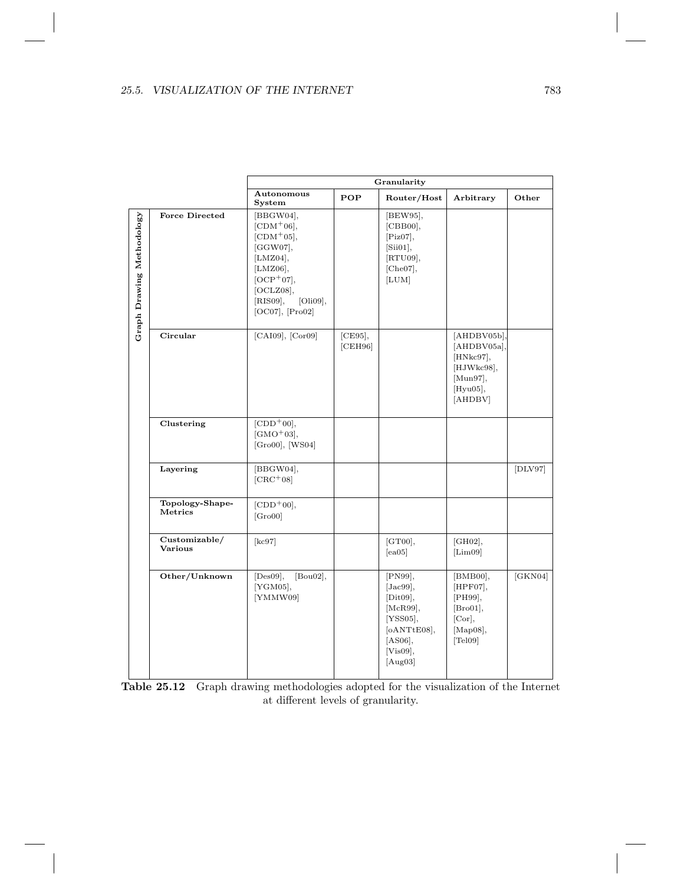| | | Granularity | | | | |
|---|---|---|---|---|---|---|
| | | Autonomous System | POP | Router/Host | Arbitrary | Other |
| Graph Drawing Methodology | Force Directed | [BBGW04], [CDM+06], [CDM+05], [GGW07], [LMZ04], [LMZ06], [OCP+07], [OCLZ08], [RIS09], [Oli09], [OC07], [Pro02] | | [BEW95], [CBB00], [Piz07], [Sii01], [RTU09], [Che07], [LUM] | | |
| | Circular | [CAI09], [Cor09] | [CE95], [CEH96] | | [AHDBV05b], [AHDBV05a], [HNkc97], [HJWkc98], [Mun97], [Hyu05], [AHDBV] | |
| | Clustering | [CDD+00], [GMO+03], [Gro00], [WS04] | | | | |
| | Layering | [BBGW04], [CRC+08] | | | | [DLV97] |
| | Topology-Shape-Metrics | [CDD+00], [Gro00] | | | | |
| | Customizable/ Various | [kc97] | | [GT00], [ea05] | [GH02], [Lim09] | |
| | Other/Unknown | [Des09], [Bou02], [YGM05], [YMMW09] | | [PN99], [Jac99], [Dit09], [McR99], [YSS05], [oANTtE08], [AS06], [Vis09], [Aug03] | [BMB00], [HPF07], [PH99], [Bro01], [Cor], [Map08], [Tel09] | [GKN04] |

**Table 25.12** Graph drawing methodologies adopted for the visualization of the Internet at different levels of granularity.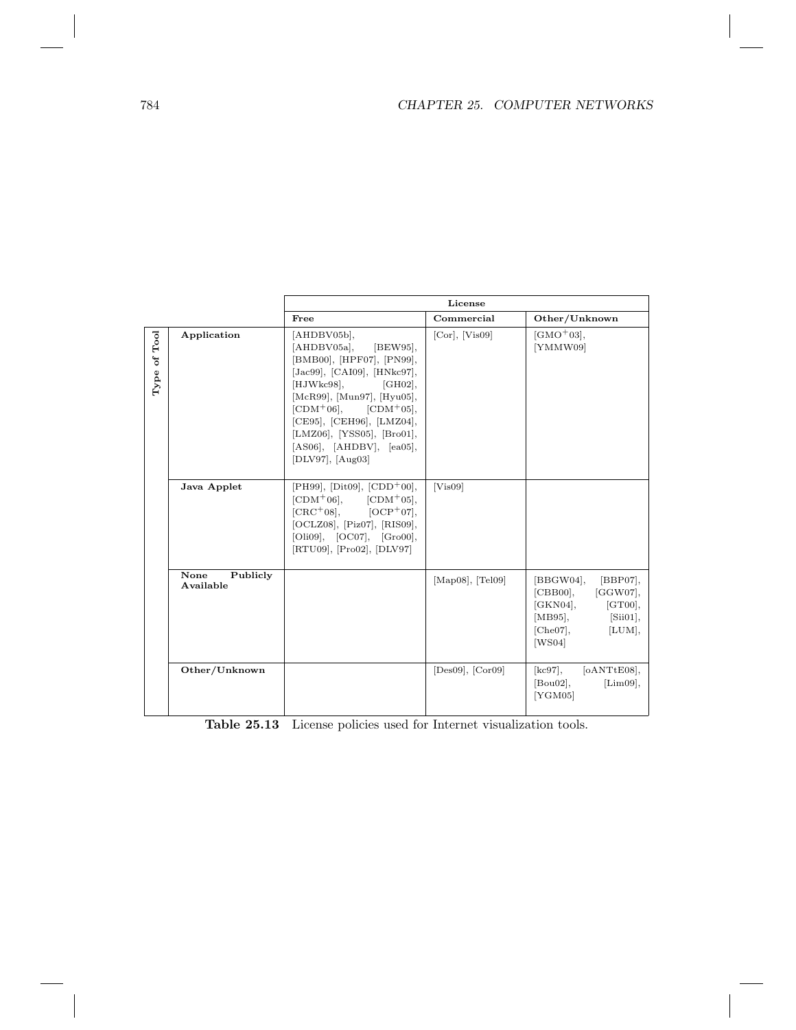| Type of Tool | | License | | |
|---|---|---|---|---|
| | | **Free** | **Commercial** | **Other/Unknown** |
| | **Application** | [AHDBV05b], [AHDBV05a], [BEW95], [BMB00], [HPF07], [PN99], [Jac99], [CAI09], [HNkc97], [HJWkc98], [GH02], [McR99], [Mun97], [Hyu05], [CDM+06], [CDM+05], [CE95], [CEH96], [LMZ04], [LMZ06], [YSS05], [Bro01], [AS06], [AHDBV], [ea05], [DLV97], [Aug03] | [Cor], [Vis09] | [GMO+03], [YMMW09] |
| | **Java Applet** | [PH99], [Dit09], [CDD+00], [CDM+06], [CDM+05], [CRC+08], [OCP+07], [OCLZ08], [Piz07], [RIS09], [Oli09], [OC07], [Gro00], [RTU09], [Pro02], [DLV97] | [Vis09] | |
| | **None Publicly Available** | | [Map08], [Tel09] | [BBGW04], [BBP07], [CBB00], [GGW07], [GKN04], [GT00], [MB95], [Sii01], [Che07], [LUM], [WS04] |
| | **Other/Unknown** | | [Des09], [Cor09] | [kc97], [oANTtE08], [Bou02], [Lim09], [YGM05] |

**Table 25.13** License policies used for Internet visualization tools.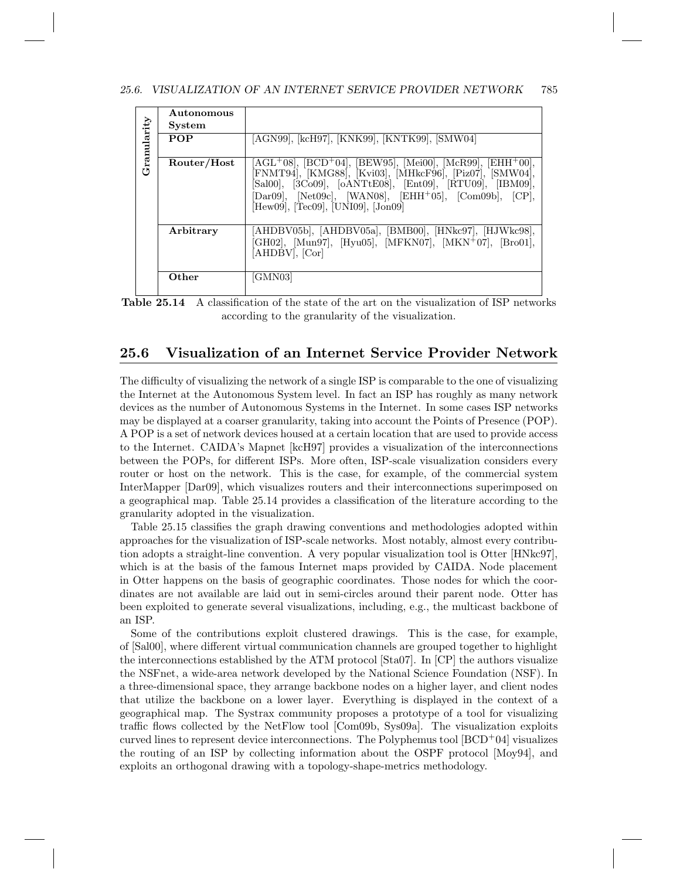| Granularity | | |
|---|---|---|
| | **Autonomous System** | |
| | **POP** | [AGN99], [kcH97], [KNK99], [KNTK99], [SMW04] |
| | **Router/Host** | [AGL+08], [BCD+04], [BEW95], [Mei00], [McR99], [EHH+00], [FNMT94], [KMG88], [Kvi03], [MHkcF96], [Piz07], [SMW04], [Sal00], [3Co09], [oANTtE08], [Ent09], [RTU09], [IBM09], [Dar09], [Net09c], [WAN08], [EHH+05], [Com09b], [CP], [Hew09], [Tec09], [UNI09], [Jon09] |
| | **Arbitrary** | [AHDBV05b], [AHDBV05a], [BMB00], [HNkc97], [HJWkc98], [GH02], [Mun97], [Hyu05], [MFKN07], [MKN+07], [Bro01], [AHDBV], [Cor] |
| | **Other** | [GMN03] |

**Table 25.14** A classification of the state of the art on the visualization of ISP networks according to the granularity of the visualization.

## 25.6 Visualization of an Internet Service Provider Network

The difficulty of visualizing the network of a single ISP is comparable to the one of visualizing the Internet at the Autonomous System level. In fact an ISP has roughly as many network devices as the number of Autonomous Systems in the Internet. In some cases ISP networks may be displayed at a coarser granularity, taking into account the Points of Presence (POP). A POP is a set of network devices housed at a certain location that are used to provide access to the Internet. CAIDA's Mapnet [kcH97] provides a visualization of the interconnections between the POPs, for different ISPs. More often, ISP-scale visualization considers every router or host on the network. This is the case, for example, of the commercial system InterMapper [Dar09], which visualizes routers and their interconnections superimposed on a geographical map. Table 25.14 provides a classification of the literature according to the granularity adopted in the visualization.

Table 25.15 classifies the graph drawing conventions and methodologies adopted within approaches for the visualization of ISP-scale networks. Most notably, almost every contribution adopts a straight-line convention. A very popular visualization tool is Otter [HNkc97], which is at the basis of the famous Internet maps provided by CAIDA. Node placement in Otter happens on the basis of geographic coordinates. Those nodes for which the coordinates are not available are laid out in semi-circles around their parent node. Otter has been exploited to generate several visualizations, including, e.g., the multicast backbone of an ISP.

Some of the contributions exploit clustered drawings. This is the case, for example, of [Sal00], where different virtual communication channels are grouped together to highlight the interconnections established by the ATM protocol [Sta07]. In [CP] the authors visualize the NSFnet, a wide-area network developed by the National Science Foundation (NSF). In a three-dimensional space, they arrange backbone nodes on a higher layer, and client nodes that utilize the backbone on a lower layer. Everything is displayed in the context of a geographical map. The Systrax community proposes a prototype of a tool for visualizing traffic flows collected by the NetFlow tool [Com09b, Sys09a]. The visualization exploits curved lines to represent device interconnections. The Polyphemus tool [BCD+04] visualizes the routing of an ISP by collecting information about the OSPF protocol [Moy94], and exploits an orthogonal drawing with a topology-shape-metrics methodology.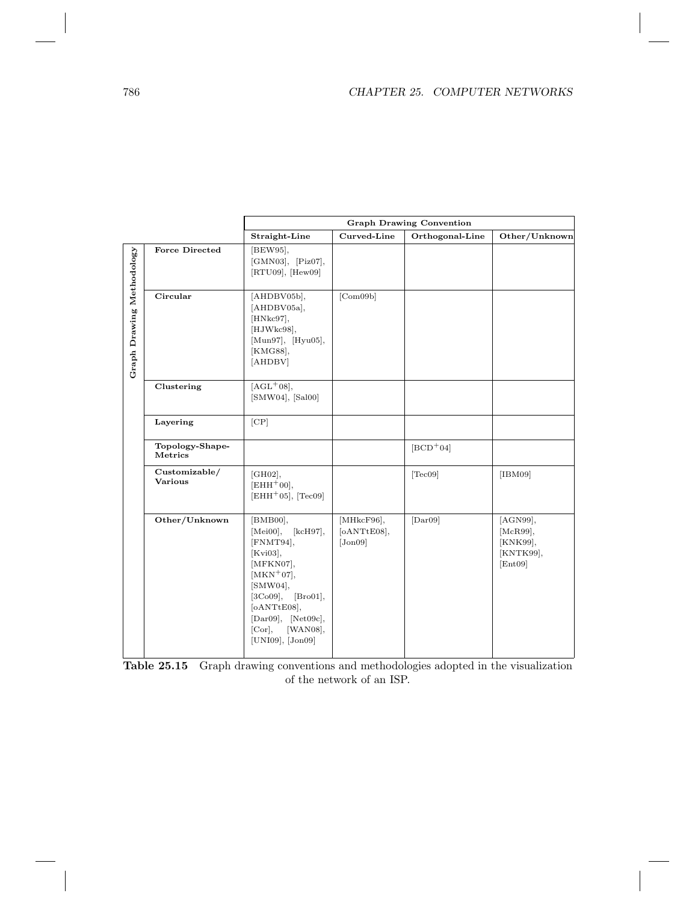| Graph Drawing Methodology | Graph Drawing Convention | | | |
|---|---|---|---|---|
| | **Straight-Line** | **Curved-Line** | **Orthogonal-Line** | **Other/Unknown** |
| **Force Directed** | [BEW95], [GMN03], [Piz07], [RTU09], [Hew09] | | | |
| **Circular** | [AHDBV05b], [AHDBV05a], [HNkc97], [HJWkc98], [Mun97], [Hyu05], [KMG88], [AHDBV] | [Com09b] | | |
| **Clustering** | [AGL+08], [SMW04], [Sal00] | | | |
| **Layering** | [CP] | | | |
| **Topology-Shape-Metrics** | | | [BCD+04] | |
| **Customizable/ Various** | [GH02], [EHH+00], [EHH+05], [Tec09] | | [Tec09] | [IBM09] |
| **Other/Unknown** | [BMB00], [Mei00], [kcH97], [FNMT94], [Kvi03], [MFKN07], [MKN+07], [SMW04], [3Co09], [Bro01], [oANTtE08], [Dar09], [Net09c], [Cor], [WAN08], [UNI09], [Jon09] | [MHkcF96], [oANTtE08], [Jon09] | [Dar09] | [AGN99], [McR99], [KNK99], [KNTK99], [Ent09] |

**Table 25.15** Graph drawing conventions and methodologies adopted in the visualization of the network of an ISP.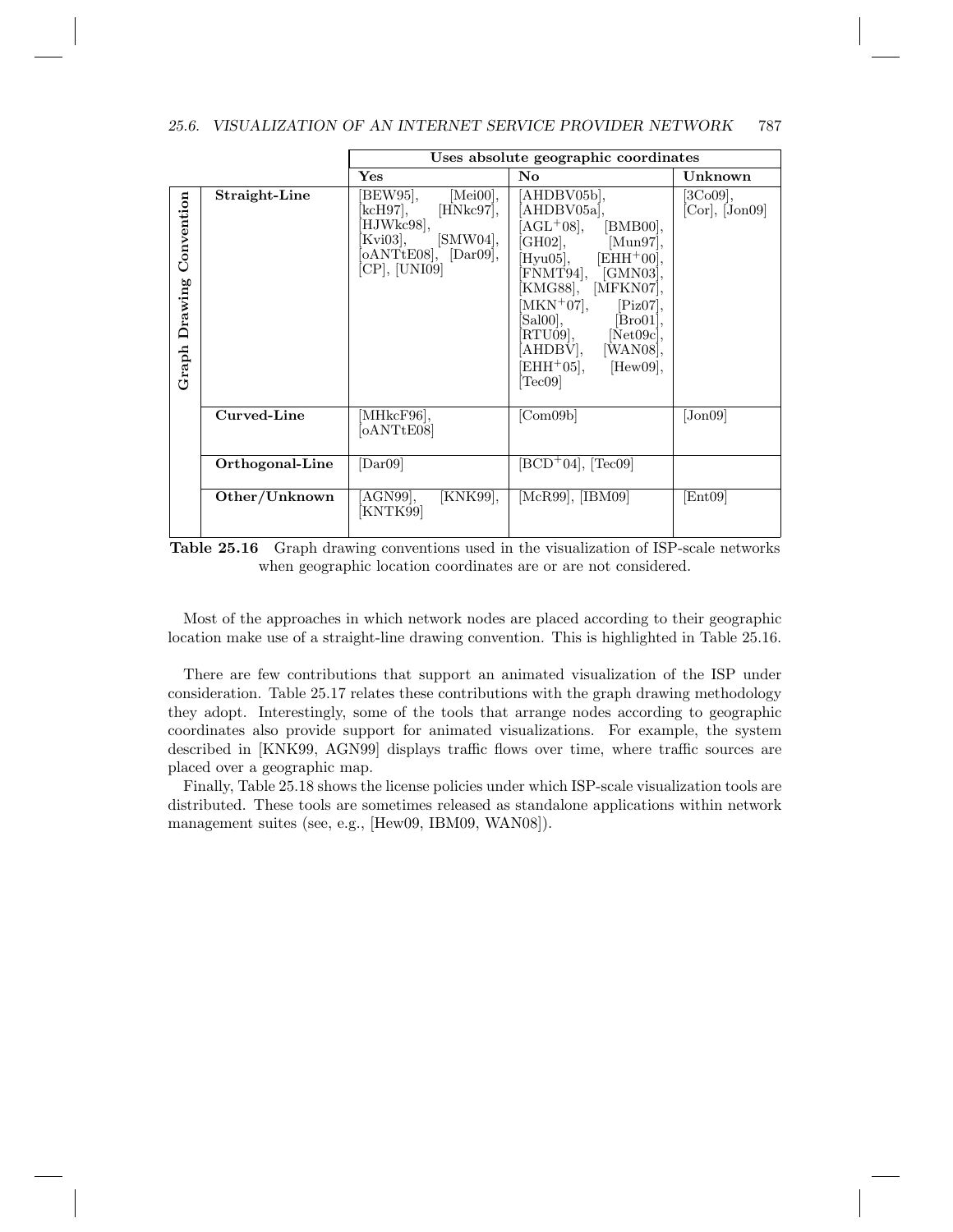| Graph Drawing Convention | | Uses absolute geographic coordinates | | |
|---|---|---|---|---|
| | | Yes | No | Unknown |
| | Straight-Line | [BEW95], [Mei00], [kcH97], [HNkc97], [HJWkc98], [Kvi03], [SMW04], [oANTtE08], [Dar09], [CP], [UNI09] | [AHDBV05b], [AHDBV05a], [AGL+08], [BMB00], [GH02], [Mun97], [Hyu05], [EHH+00], [FNMT94], [GMN03], [KMG88], [MFKN07], [MKN+07], [Piz07], [Sal00], [Bro01], [RTU09], [Net09c], [AHDBV], [WAN08], [EHH+05], [Hew09], [Tec09] | [3Co09], [Cor], [Jon09] |
| | Curved-Line | [MHkcF96], [oANTtE08] | [Com09b] | [Jon09] |
| | Orthogonal-Line | [Dar09] | [BCD+04], [Tec09] | |
| | Other/Unknown | [AGN99], [KNK99], [KNTK99] | [McR99], [IBM09] | [Ent09] |

**Table 25.16** Graph drawing conventions used in the visualization of ISP-scale networks when geographic location coordinates are or are not considered.

Most of the approaches in which network nodes are placed according to their geographic location make use of a straight-line drawing convention. This is highlighted in Table 25.16.

There are few contributions that support an animated visualization of the ISP under consideration. Table 25.17 relates these contributions with the graph drawing methodology they adopt. Interestingly, some of the tools that arrange nodes according to geographic coordinates also provide support for animated visualizations. For example, the system described in [KNK99, AGN99] displays traffic flows over time, where traffic sources are placed over a geographic map.

Finally, Table 25.18 shows the license policies under which ISP-scale visualization tools are distributed. These tools are sometimes released as standalone applications within network management suites (see, e.g., [Hew09, IBM09, WAN08]).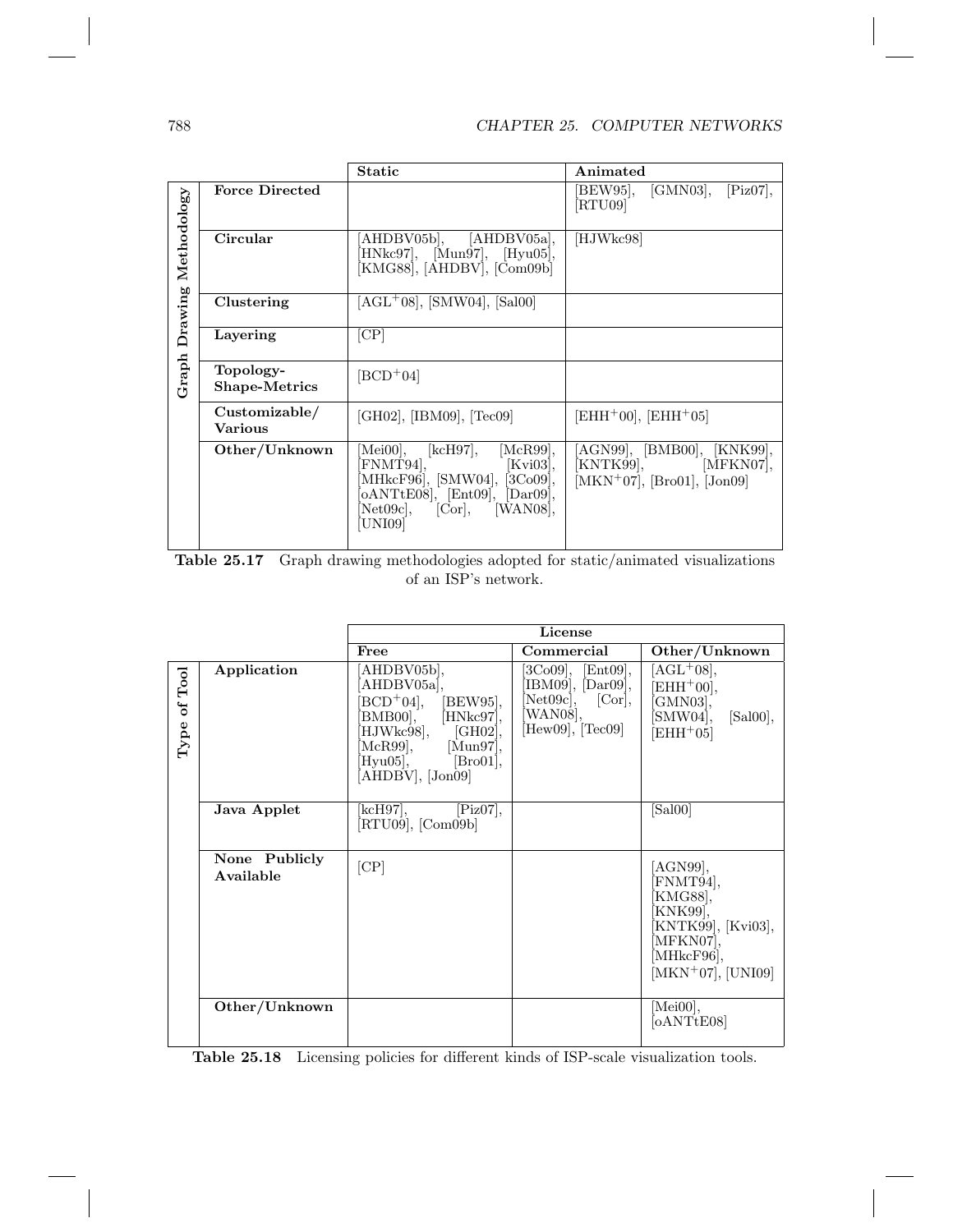| | | Static | Animated |
|---|---|---|---|
| Graph Drawing Methodology | **Force Directed** | | [BEW95], [GMN03], [Piz07], [RTU09] |
| | **Circular** | [AHDBV05b], [AHDBV05a], [HNkc97], [Mun97], [Hyu05], [KMG88], [AHDBV], [Com09b] | [HJWkc98] |
| | **Clustering** | [AGL+08], [SMW04], [Sal00] | |
| | **Layering** | [CP] | |
| | **Topology-Shape-Metrics** | [BCD+04] | |
| | **Customizable/ Various** | [GH02], [IBM09], [Tec09] | [EHH+00], [EHH+05] |
| | **Other/Unknown** | [Mei00], [kcH97], [McR99], [FNMT94], [Kvi03], [MHkcF96], [SMW04], [3Co09], [oANTtE08], [Ent09], [Dar09], [Net09c], [Cor], [WAN08], [UNI09] | [AGN99], [BMB00], [KNK99], [KNTK99], [MFKN07], [MKN+07], [Bro01], [Jon09] |

**Table 25.17** Graph drawing methodologies adopted for static/animated visualizations of an ISP's network.

| | | License | | |
|---|---|---|---|---|
| | | **Free** | **Commercial** | **Other/Unknown** |
| Type of Tool | **Application** | [AHDBV05b], [AHDBV05a], [BCD+04], [BEW95], [BMB00], [HNkc97], [HJWkc98], [GH02], [McR99], [Mun97], [Hyu05], [Bro01], [AHDBV], [Jon09] | [3Co09], [Ent09], [IBM09], [Dar09], [Net09c], [Cor], [WAN08], [Hew09], [Tec09] | [AGL+08], [EHH+00], [GMN03], [SMW04], [Sal00], [EHH+05] |
| | **Java Applet** | [kcH97], [Piz07], [RTU09], [Com09b] | | [Sal00] |
| | **None Publicly Available** | [CP] | | [AGN99], [FNMT94], [KMG88], [KNK99], [KNTK99], [Kvi03], [MFKN07], [MHkcF96], [MKN+07], [UNI09] |
| | **Other/Unknown** | | | [Mei00], [oANTtE08] |

**Table 25.18** Licensing policies for different kinds of ISP-scale visualization tools.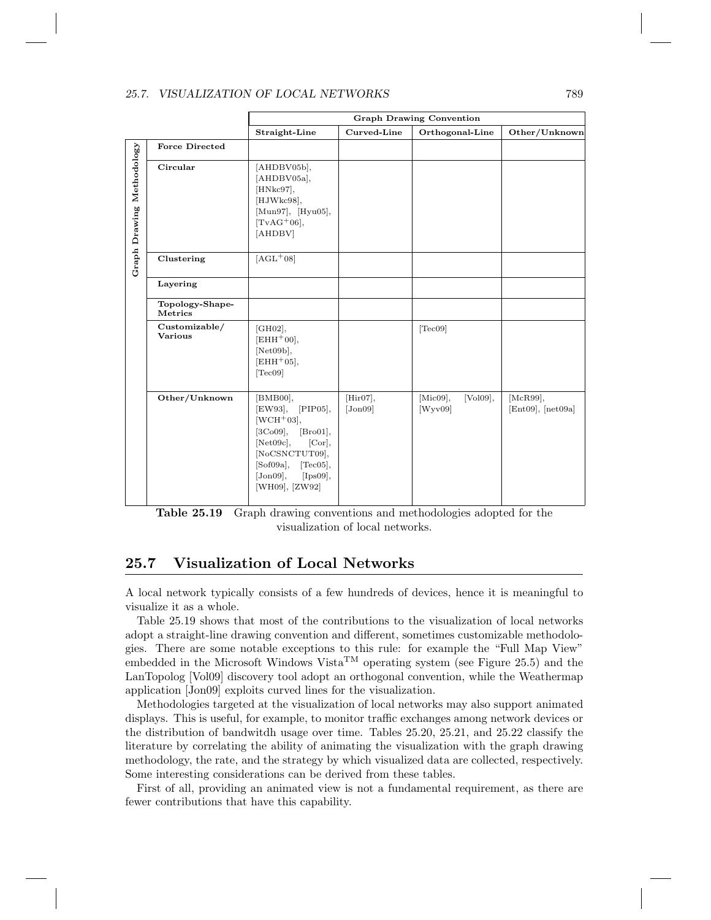| | | Graph Drawing Convention | | | |
|---|---|---|---|---|---|
| | | Straight-Line | Curved-Line | Orthogonal-Line | Other/Unknown |
| Graph Drawing Methodology | Force Directed | | | | |
| | Circular | [AHDBV05b], [AHDBV05a], [HNkc97], [HJWkc98], [Mun97], [Hyu05], [TvAG+06], [AHDBV] | | | |
| | Clustering | [AGL+08] | | | |
| | Layering | | | | |
| | Topology-Shape-Metrics | | | | |
| | Customizable/ Various | [GH02], [EHH+00], [Net09b], [EHH+05], [Tec09] | | [Tec09] | |
| | Other/Unknown | [BMB00], [EW93], [PIP05], [WCH+03], [3Co09], [Bro01], [Net09c], [Cor], [NoCSNCTUT09], [Sof09a], [Tec05], [Jon09], [Ips09], [WH09], [ZW92] | [Hir07], [Jon09] | [Mic09], [Vol09], [Wyv09] | [McR99], [Ent09], [net09a] |

**Table 25.19** Graph drawing conventions and methodologies adopted for the visualization of local networks.

## 25.7 Visualization of Local Networks

A local network typically consists of a few hundreds of devices, hence it is meaningful to visualize it as a whole.

Table 25.19 shows that most of the contributions to the visualization of local networks adopt a straight-line drawing convention and different, sometimes customizable methodologies. There are some notable exceptions to this rule: for example the "Full Map View" embedded in the Microsoft Windows Vista™ operating system (see Figure 25.5) and the LanTopolog [Vol09] discovery tool adopt an orthogonal convention, while the Weathermap application [Jon09] exploits curved lines for the visualization.

Methodologies targeted at the visualization of local networks may also support animated displays. This is useful, for example, to monitor traffic exchanges among network devices or the distribution of bandwitdh usage over time. Tables 25.20, 25.21, and 25.22 classify the literature by correlating the ability of animating the visualization with the graph drawing methodology, the rate, and the strategy by which visualized data are collected, respectively. Some interesting considerations can be derived from these tables.

First of all, providing an animated view is not a fundamental requirement, as there are fewer contributions that have this capability.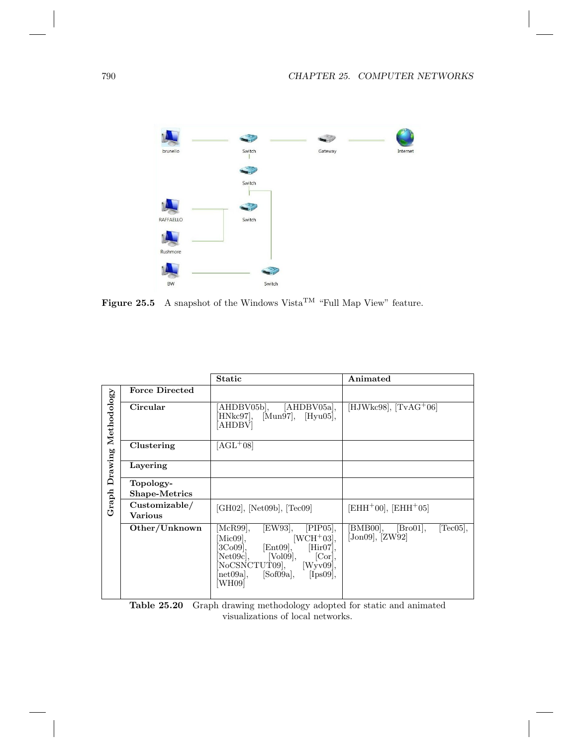**Figure 25.5** A snapshot of the Windows Vista™ "Full Map View" feature.

| Graph Drawing Methodology | | Static | Animated |
|---|---|---|---|
| | **Force Directed** | | |
| | **Circular** | [AHDBV05b], [AHDBV05a], [HNkc97], [Mun97], [Hyu05], [AHDBV] | [HJWkc98], [TvAG+06] |
| | **Clustering** | [AGL+08] | |
| | **Layering** | | |
| | **Topology-Shape-Metrics** | | |
| | **Customizable/ Various** | [GH02], [Net09b], [Tec09] | [EHH+00], [EHH+05] |
| | **Other/Unknown** | [McR99], [EW93], [PIP05], [Mic09], [WCH+03], [3Co09], [Ent09], [Hir07], [Net09c], [Vol09], [Cor], [NoCSNCTUT09], [Wyv09], [net09a], [Sof09a], [Ips09], [WH09] | [BMB00], [Bro01], [Tec05], [Jon09], [ZW92] |

**Table 25.20** Graph drawing methodology adopted for static and animated visualizations of local networks.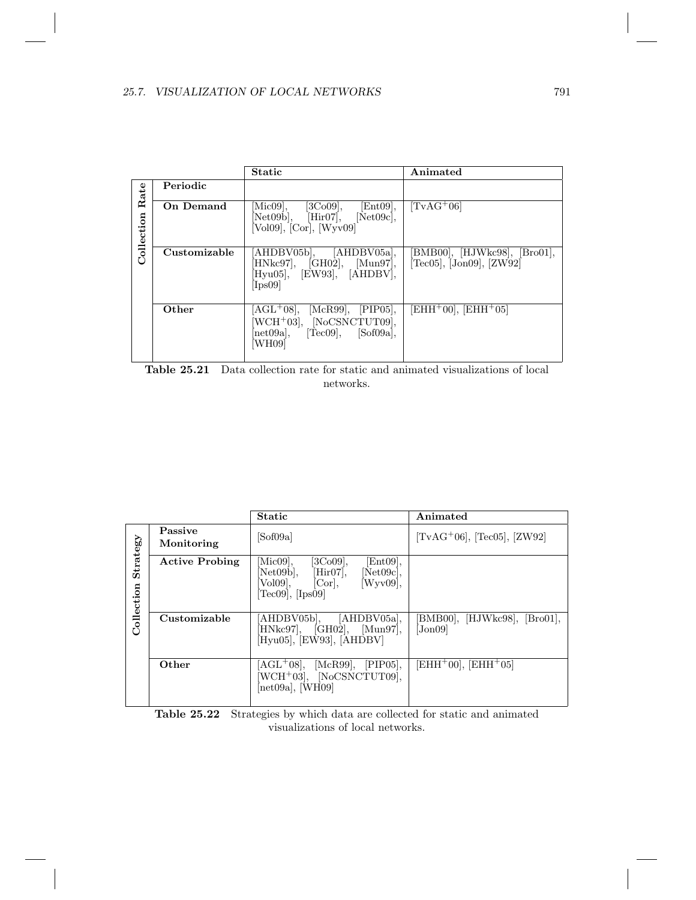| Collection Rate | | Static | Animated |
|---|---|---|---|
| | **Periodic** | | |
| | **On Demand** | [Mic09], [3Co09], [Ent09], [Net09b], [Hir07], [Net09c], [Vol09], [Cor], [Wyv09] | [TvAG+06] |
| | **Customizable** | [AHDBV05b], [AHDBV05a], [HNkc97], [GH02], [Mun97], [Hyu05], [EW93], [AHDBV], [Ips09] | [BMB00], [HJWkc98], [Bro01], [Tec05], [Jon09], [ZW92] |
| | **Other** | [AGL+08], [McR99], [PIP05], [WCH+03], [NoCSNCTUT09], [net09a], [Tec09], [Sof09a], [WH09] | [EHH+00], [EHH+05] |

**Table 25.21** Data collection rate for static and animated visualizations of local networks.

| Collection Strategy | | Static | Animated |
|---|---|---|---|
| | **Passive Monitoring** | [Sof09a] | [TvAG+06], [Tec05], [ZW92] |
| | **Active Probing** | [Mic09], [3Co09], [Ent09], [Net09b], [Hir07], [Net09c], [Vol09], [Cor], [Wyv09], [Tec09], [Ips09] | |
| | **Customizable** | [AHDBV05b], [AHDBV05a], [HNkc97], [GH02], [Mun97], [Hyu05], [EW93], [AHDBV] | [BMB00], [HJWkc98], [Bro01], [Jon09] |
| | **Other** | [AGL+08], [McR99], [PIP05], [WCH+03], [NoCSNCTUT09], [net09a], [WH09] | [EHH+00], [EHH+05] |

**Table 25.22** Strategies by which data are collected for static and animated visualizations of local networks.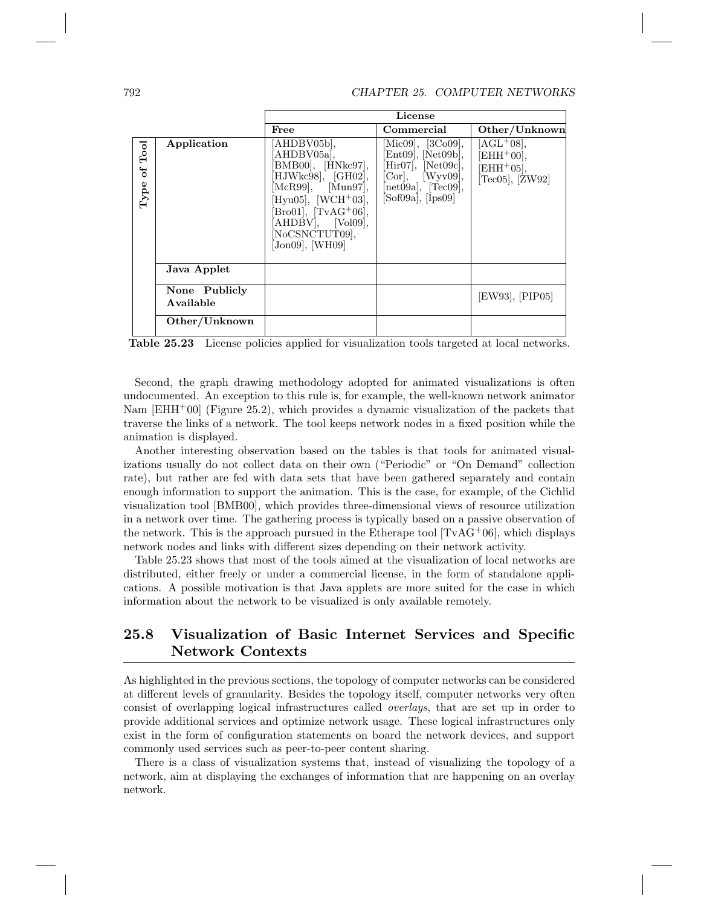| | | License | | |
|---|---|---|---|---|
| | | **Free** | **Commercial** | **Other/Unknown** |
| **Type of Tool** | **Application** | [AHDBV05b], [AHDBV05a], [BMB00], [HNkc97], [HJWkc98], [GH02], [McR99], [Mun97], [Hyu05], [WCH+03], [Bro01], [TvAG+06], [AHDBV], [Vol09], [NoCSNCTUT09], [Jon09], [WH09] | [Mic09], [3Co09], [Ent09], [Net09b], [Hir07], [Net09c], [Cor], [Wyv09], [net09a], [Tec09], [Sof09a], [Ips09] | [AGL+08], [EHH+00], [EHH+05], [Tec05], [ZW92] |
| | **Java Applet** | | | |
| | **None Publicly Available** | | | [EW93], [PIP05] |
| | **Other/Unknown** | | | |

**Table 25.23** License policies applied for visualization tools targeted at local networks.

Second, the graph drawing methodology adopted for animated visualizations is often undocumented. An exception to this rule is, for example, the well-known network animator Nam [EHH+00] (Figure 25.2), which provides a dynamic visualization of the packets that traverse the links of a network. The tool keeps network nodes in a fixed position while the animation is displayed.

Another interesting observation based on the tables is that tools for animated visualizations usually do not collect data on their own ("Periodic" or "On Demand" collection rate), but rather are fed with data sets that have been gathered separately and contain enough information to support the animation. This is the case, for example, of the Cichlid visualization tool [BMB00], which provides three-dimensional views of resource utilization in a network over time. The gathering process is typically based on a passive observation of the network. This is the approach pursued in the Etherape tool [TvAG+06], which displays network nodes and links with different sizes depending on their network activity.

Table 25.23 shows that most of the tools aimed at the visualization of local networks are distributed, either freely or under a commercial license, in the form of standalone applications. A possible motivation is that Java applets are more suited for the case in which information about the network to be visualized is only available remotely.

## 25.8 Visualization of Basic Internet Services and Specific Network Contexts

As highlighted in the previous sections, the topology of computer networks can be considered at different levels of granularity. Besides the topology itself, computer networks very often consist of overlapping logical infrastructures called *overlays*, that are set up in order to provide additional services and optimize network usage. These logical infrastructures only exist in the form of configuration statements on board the network devices, and support commonly used services such as peer-to-peer content sharing.

There is a class of visualization systems that, instead of visualizing the topology of a network, aim at displaying the exchanges of information that are happening on an overlay network.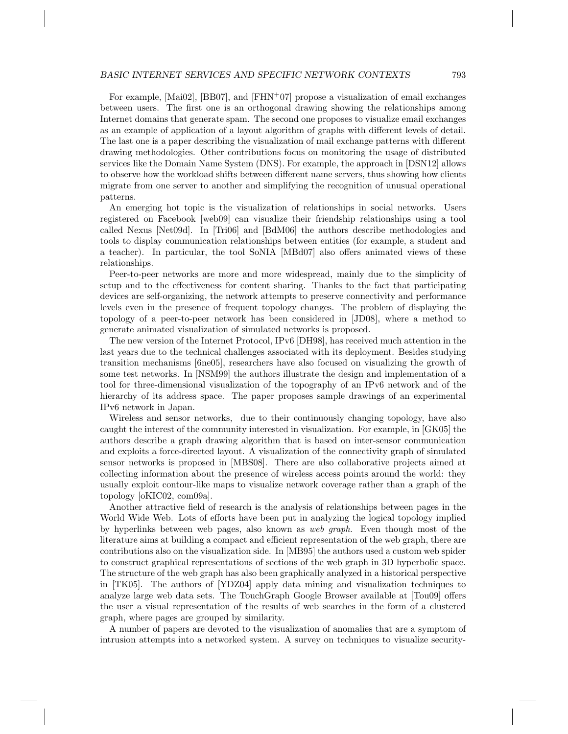For example, [Mai02], [BB07], and [FHN$^+$07] propose a visualization of email exchanges between users. The first one is an orthogonal drawing showing the relationships among Internet domains that generate spam. The second one proposes to visualize email exchanges as an example of application of a layout algorithm of graphs with different levels of detail. The last one is a paper describing the visualization of mail exchange patterns with different drawing methodologies. Other contributions focus on monitoring the usage of distributed services like the Domain Name System (DNS). For example, the approach in [DSN12] allows to observe how the workload shifts between different name servers, thus showing how clients migrate from one server to another and simplifying the recognition of unusual operational patterns.

An emerging hot topic is the visualization of relationships in social networks. Users registered on Facebook [web09] can visualize their friendship relationships using a tool called Nexus [Net09d]. In [Tri06] and [BdM06] the authors describe methodologies and tools to display communication relationships between entities (for example, a student and a teacher). In particular, the tool SoNIA [MBd07] also offers animated views of these relationships.

Peer-to-peer networks are more and more widespread, mainly due to the simplicity of setup and to the effectiveness for content sharing. Thanks to the fact that participating devices are self-organizing, the network attempts to preserve connectivity and performance levels even in the presence of frequent topology changes. The problem of displaying the topology of a peer-to-peer network has been considered in [JD08], where a method to generate animated visualization of simulated networks is proposed.

The new version of the Internet Protocol, IPv6 [DH98], has received much attention in the last years due to the technical challenges associated with its deployment. Besides studying transition mechanisms [6ne05], researchers have also focused on visualizing the growth of some test networks. In [NSM99] the authors illustrate the design and implementation of a tool for three-dimensional visualization of the topography of an IPv6 network and of the hierarchy of its address space. The paper proposes sample drawings of an experimental IPv6 network in Japan.

Wireless and sensor networks, due to their continuously changing topology, have also caught the interest of the community interested in visualization. For example, in [GK05] the authors describe a graph drawing algorithm that is based on inter-sensor communication and exploits a force-directed layout. A visualization of the connectivity graph of simulated sensor networks is proposed in [MBS08]. There are also collaborative projects aimed at collecting information about the presence of wireless access points around the world: they usually exploit contour-like maps to visualize network coverage rather than a graph of the topology [oKIC02, com09a].

Another attractive field of research is the analysis of relationships between pages in the World Wide Web. Lots of efforts have been put in analyzing the logical topology implied by hyperlinks between web pages, also known as *web graph*. Even though most of the literature aims at building a compact and efficient representation of the web graph, there are contributions also on the visualization side. In [MB95] the authors used a custom web spider to construct graphical representations of sections of the web graph in 3D hyperbolic space. The structure of the web graph has also been graphically analyzed in a historical perspective in [TK05]. The authors of [YDZ04] apply data mining and visualization techniques to analyze large web data sets. The TouchGraph Google Browser available at [Tou09] offers the user a visual representation of the results of web searches in the form of a clustered graph, where pages are grouped by similarity.

A number of papers are devoted to the visualization of anomalies that are a symptom of intrusion attempts into a networked system. A survey on techniques to visualize security-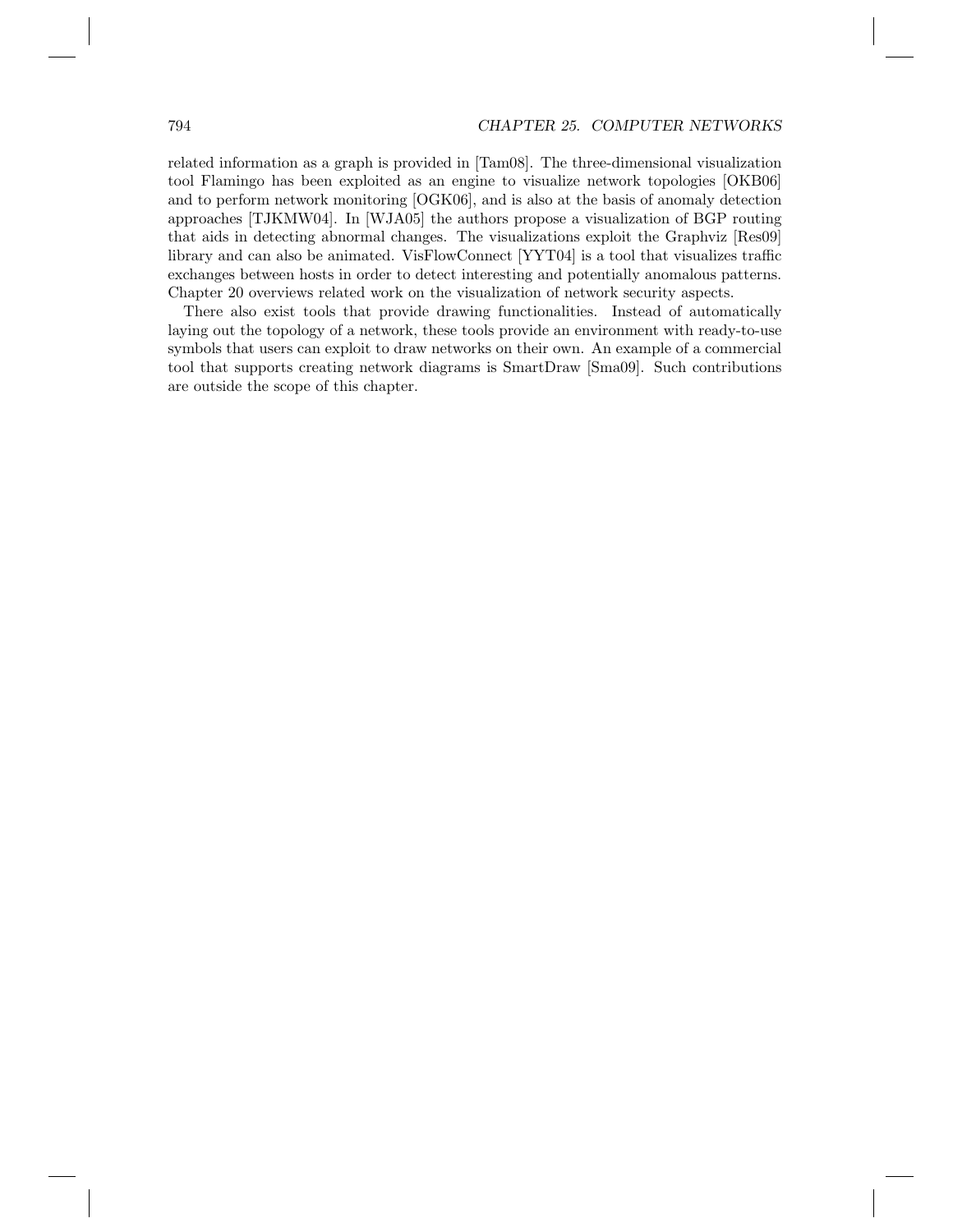related information as a graph is provided in [Tam08]. The three-dimensional visualization tool Flamingo has been exploited as an engine to visualize network topologies [OKB06] and to perform network monitoring [OGK06], and is also at the basis of anomaly detection approaches [TJKMW04]. In [WJA05] the authors propose a visualization of BGP routing that aids in detecting abnormal changes. The visualizations exploit the Graphviz [Res09] library and can also be animated. VisFlowConnect [YYT04] is a tool that visualizes traffic exchanges between hosts in order to detect interesting and potentially anomalous patterns. Chapter 20 overviews related work on the visualization of network security aspects.

There also exist tools that provide drawing functionalities. Instead of automatically laying out the topology of a network, these tools provide an environment with ready-to-use symbols that users can exploit to draw networks on their own. An example of a commercial tool that supports creating network diagrams is SmartDraw [Sma09]. Such contributions are outside the scope of this chapter.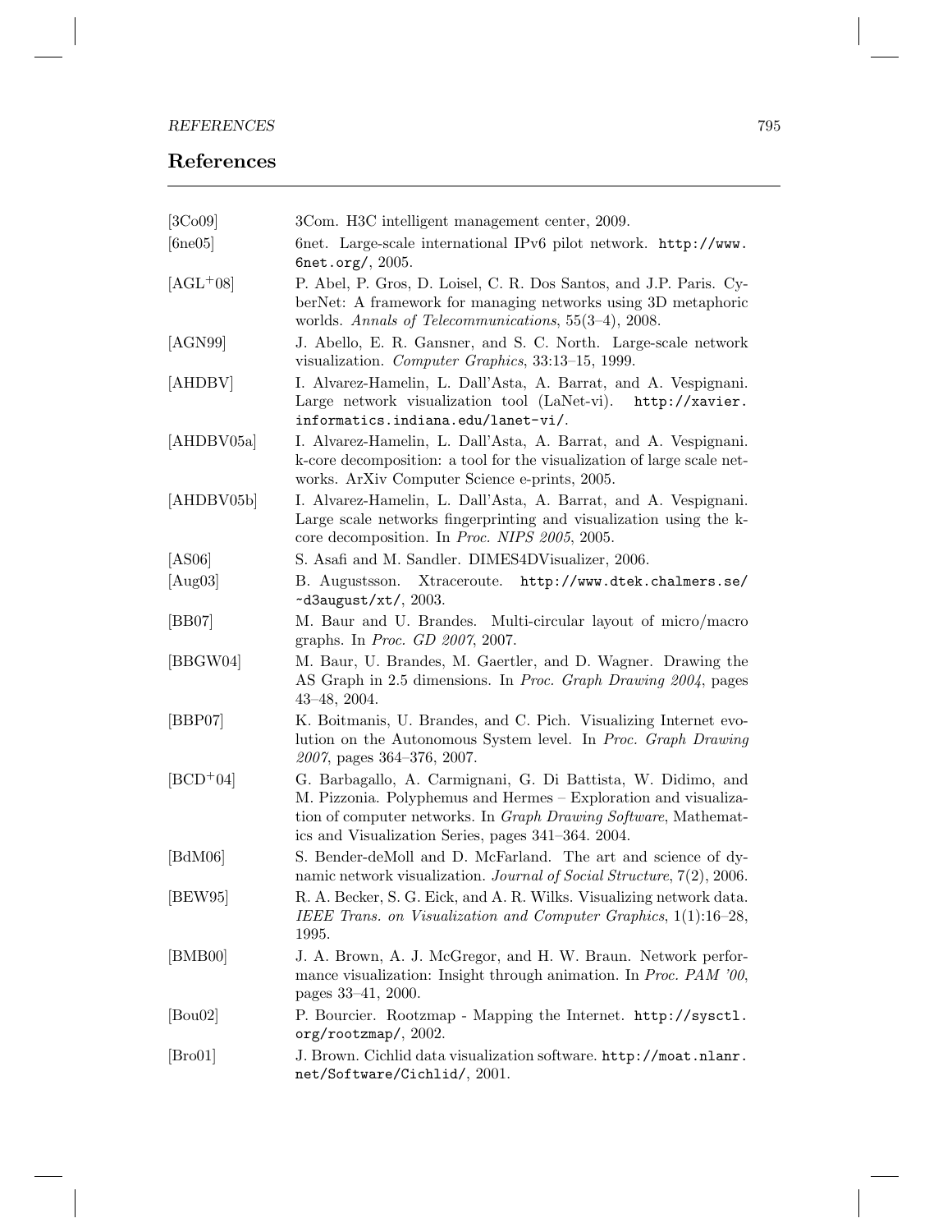## References

[3Co09] 3Com. H3C intelligent management center, 2009.

[6ne05] 6net. Large-scale international IPv6 pilot network. http://www.6net.org/, 2005.

[AGL+08] P. Abel, P. Gros, D. Loisel, C. R. Dos Santos, and J.P. Paris. CyberNet: A framework for managing networks using 3D metaphoric worlds. *Annals of Telecommunications*, 55(3–4), 2008.

[AGN99] J. Abello, E. R. Gansner, and S. C. North. Large-scale network visualization. *Computer Graphics*, 33:13–15, 1999.

[AHDBV] I. Alvarez-Hamelin, L. Dall'Asta, A. Barrat, and A. Vespignani. Large network visualization tool (LaNet-vi). http://xavier.informatics.indiana.edu/lanet-vi/.

[AHDBV05a] I. Alvarez-Hamelin, L. Dall'Asta, A. Barrat, and A. Vespignani. k-core decomposition: a tool for the visualization of large scale networks. ArXiv Computer Science e-prints, 2005.

[AHDBV05b] I. Alvarez-Hamelin, L. Dall'Asta, A. Barrat, and A. Vespignani. Large scale networks fingerprinting and visualization using the k-core decomposition. In *Proc. NIPS 2005*, 2005.

[AS06] S. Asafi and M. Sandler. DIMES4DVisualizer, 2006.

[Aug03] B. Augustsson. Xtraceroute. http://www.dtek.chalmers.se/~d3august/xt/, 2003.

[BB07] M. Baur and U. Brandes. Multi-circular layout of micro/macro graphs. In *Proc. GD 2007*, 2007.

[BBGW04] M. Baur, U. Brandes, M. Gaertler, and D. Wagner. Drawing the AS Graph in 2.5 dimensions. In *Proc. Graph Drawing 2004*, pages 43–48, 2004.

[BBP07] K. Boitmanis, U. Brandes, and C. Pich. Visualizing Internet evolution on the Autonomous System level. In *Proc. Graph Drawing 2007*, pages 364–376, 2007.

[BCD+04] G. Barbagallo, A. Carmignani, G. Di Battista, W. Didimo, and M. Pizzonia. Polyphemus and Hermes – Exploration and visualization of computer networks. In *Graph Drawing Software*, Mathematics and Visualization Series, pages 341–364. 2004.

[BdM06] S. Bender-deMoll and D. McFarland. The art and science of dynamic network visualization. *Journal of Social Structure*, 7(2), 2006.

[BEW95] R. A. Becker, S. G. Eick, and A. R. Wilks. Visualizing network data. *IEEE Trans. on Visualization and Computer Graphics*, 1(1):16–28, 1995.

[BMB00] J. A. Brown, A. J. McGregor, and H. W. Braun. Network performance visualization: Insight through animation. In *Proc. PAM '00*, pages 33–41, 2000.

[Bou02] P. Bourcier. Rootzmap - Mapping the Internet. http://sysctl.org/rootzmap/, 2002.

[Bro01] J. Brown. Cichlid data visualization software. http://moat.nlanr.net/Software/Cichlid/, 2001.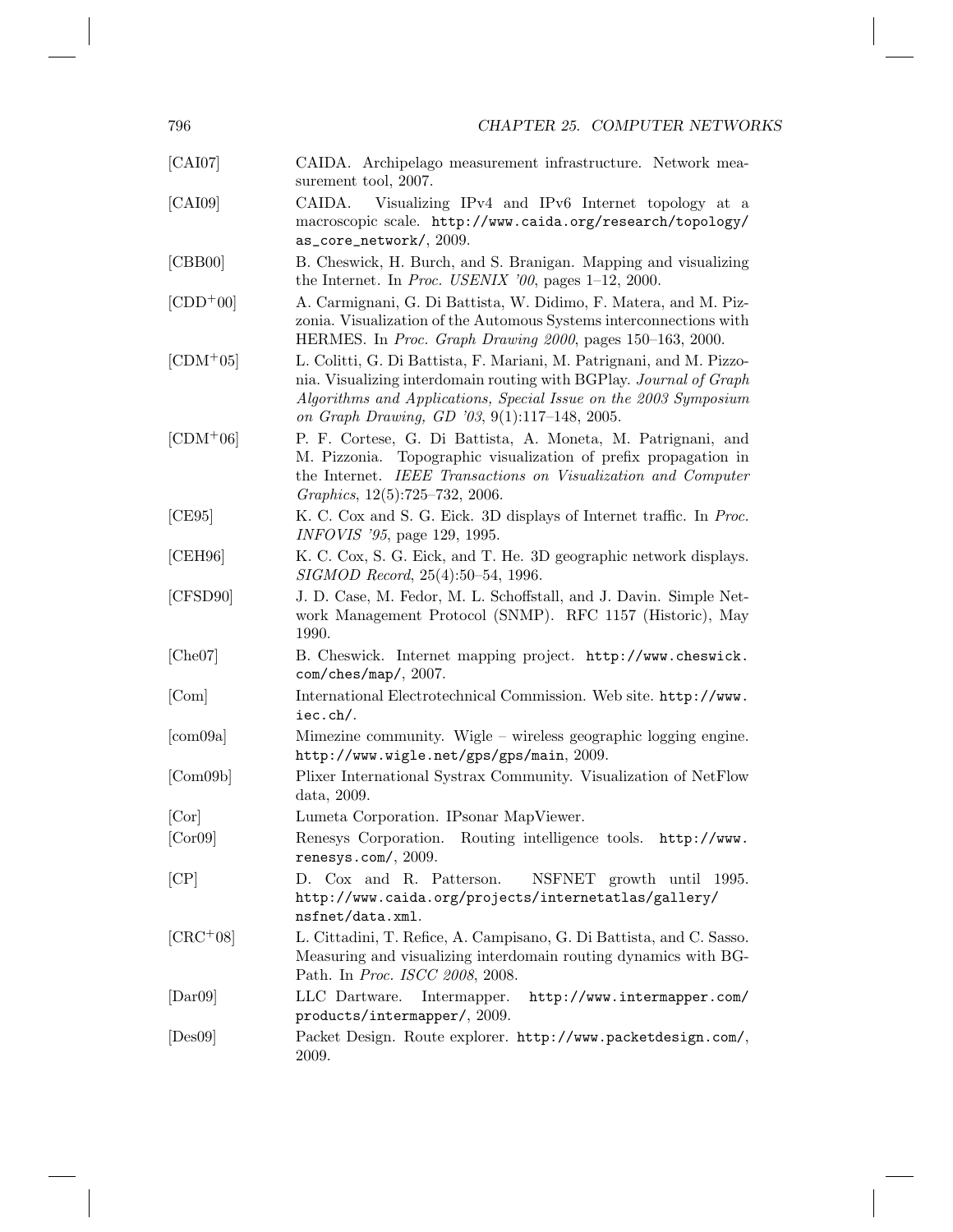[CAI07] CAIDA. Archipelago measurement infrastructure. Network measurement tool, 2007.

[CAI09] CAIDA. Visualizing IPv4 and IPv6 Internet topology at a macroscopic scale. `http://www.caida.org/research/topology/as_core_network/`, 2009.

[CBB00] B. Cheswick, H. Burch, and S. Branigan. Mapping and visualizing the Internet. In *Proc. USENIX '00*, pages 1–12, 2000.

[CDD+00] A. Carmignani, G. Di Battista, W. Didimo, F. Matera, and M. Pizzonia. Visualization of the Automous Systems interconnections with HERMES. In *Proc. Graph Drawing 2000*, pages 150–163, 2000.

[CDM+05] L. Colitti, G. Di Battista, F. Mariani, M. Patrignani, and M. Pizzonia. Visualizing interdomain routing with BGPlay. *Journal of Graph Algorithms and Applications, Special Issue on the 2003 Symposium on Graph Drawing, GD '03*, 9(1):117–148, 2005.

[CDM+06] P. F. Cortese, G. Di Battista, A. Moneta, M. Patrignani, and M. Pizzonia. Topographic visualization of prefix propagation in the Internet. *IEEE Transactions on Visualization and Computer Graphics*, 12(5):725–732, 2006.

[CE95] K. C. Cox and S. G. Eick. 3D displays of Internet traffic. In *Proc. INFOVIS '95*, page 129, 1995.

[CEH96] K. C. Cox, S. G. Eick, and T. He. 3D geographic network displays. *SIGMOD Record*, 25(4):50–54, 1996.

[CFSD90] J. D. Case, M. Fedor, M. L. Schoffstall, and J. Davin. Simple Network Management Protocol (SNMP). RFC 1157 (Historic), May 1990.

[Che07] B. Cheswick. Internet mapping project. `http://www.cheswick.com/ches/map/`, 2007.

[Com] International Electrotechnical Commission. Web site. `http://www.iec.ch/`.

[com09a] Mimezine community. Wigle – wireless geographic logging engine. `http://www.wigle.net/gps/gps/main`, 2009.

[Com09b] Plixer International Systrax Community. Visualization of NetFlow data, 2009.

[Cor] Lumeta Corporation. IPsonar MapViewer.

[Cor09] Renesys Corporation. Routing intelligence tools. `http://www.renesys.com/`, 2009.

[CP] D. Cox and R. Patterson. NSFNET growth until 1995. `http://www.caida.org/projects/internetatlas/gallery/nsfnet/data.xml`.

[CRC+08] L. Cittadini, T. Refice, A. Campisano, G. Di Battista, and C. Sasso. Measuring and visualizing interdomain routing dynamics with BGPath. In *Proc. ISCC 2008*, 2008.

[Dar09] LLC Dartware. Intermapper. `http://www.intermapper.com/products/intermapper/`, 2009.

[Des09] Packet Design. Route explorer. `http://www.packetdesign.com/`, 2009.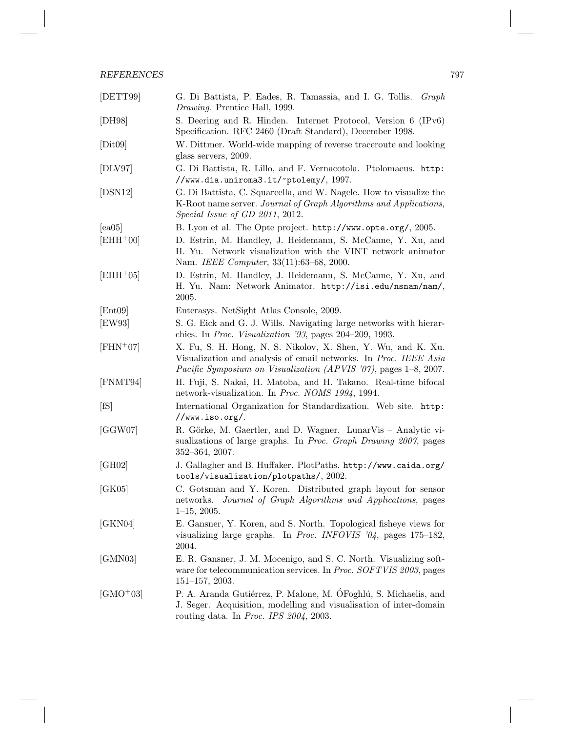[DETT99] G. Di Battista, P. Eades, R. Tamassia, and I. G. Tollis. *Graph Drawing*. Prentice Hall, 1999.

[DH98] S. Deering and R. Hinden. Internet Protocol, Version 6 (IPv6) Specification. RFC 2460 (Draft Standard), December 1998.

[Dit09] W. Dittmer. World-wide mapping of reverse traceroute and looking glass servers, 2009.

[DLV97] G. Di Battista, R. Lillo, and F. Vernacotola. Ptolomaeus. `http://www.dia.uniroma3.it/~ptolemy/`, 1997.

[DSN12] G. Di Battista, C. Squarcella, and W. Nagele. How to visualize the K-Root name server. *Journal of Graph Algorithms and Applications, Special Issue of GD 2011*, 2012.

[ea05] B. Lyon et al. The Opte project. `http://www.opte.org/`, 2005.

[EHH+00] D. Estrin, M. Handley, J. Heidemann, S. McCanne, Y. Xu, and H. Yu. Network visualization with the VINT network animator Nam. *IEEE Computer*, 33(11):63–68, 2000.

[EHH+05] D. Estrin, M. Handley, J. Heidemann, S. McCanne, Y. Xu, and H. Yu. Nam: Network Animator. `http://isi.edu/nsnam/nam/`, 2005.

[Ent09] Enterasys. NetSight Atlas Console, 2009.

[EW93] S. G. Eick and G. J. Wills. Navigating large networks with hierarchies. In *Proc. Visualization '93*, pages 204–209, 1993.

[FHN+07] X. Fu, S. H. Hong, N. S. Nikolov, X. Shen, Y. Wu, and K. Xu. Visualization and analysis of email networks. In *Proc. IEEE Asia Pacific Symposium on Visualization (APVIS '07)*, pages 1–8, 2007.

[FNMT94] H. Fuji, S. Nakai, H. Matoba, and H. Takano. Real-time bifocal network-visualization. In *Proc. NOMS 1994*, 1994.

[fS] International Organization for Standardization. Web site. `http://www.iso.org/`.

[GGW07] R. Görke, M. Gaertler, and D. Wagner. LunarVis – Analytic visualizations of large graphs. In *Proc. Graph Drawing 2007*, pages 352–364, 2007.

[GH02] J. Gallagher and B. Huffaker. PlotPaths. `http://www.caida.org/tools/visualization/plotpaths/`, 2002.

[GK05] C. Gotsman and Y. Koren. Distributed graph layout for sensor networks. *Journal of Graph Algorithms and Applications*, pages 1–15, 2005.

[GKN04] E. Gansner, Y. Koren, and S. North. Topological fisheye views for visualizing large graphs. In *Proc. INFOVIS '04*, pages 175–182, 2004.

[GMN03] E. R. Gansner, J. M. Mocenigo, and S. C. North. Visualizing software for telecommunication services. In *Proc. SOFTVIS 2003*, pages 151–157, 2003.

[GMO+03] P. A. Aranda Gutiérrez, P. Malone, M. ÓFoghlú, S. Michaelis, and J. Seger. Acquisition, modelling and visualisation of inter-domain routing data. In *Proc. IPS 2004*, 2003.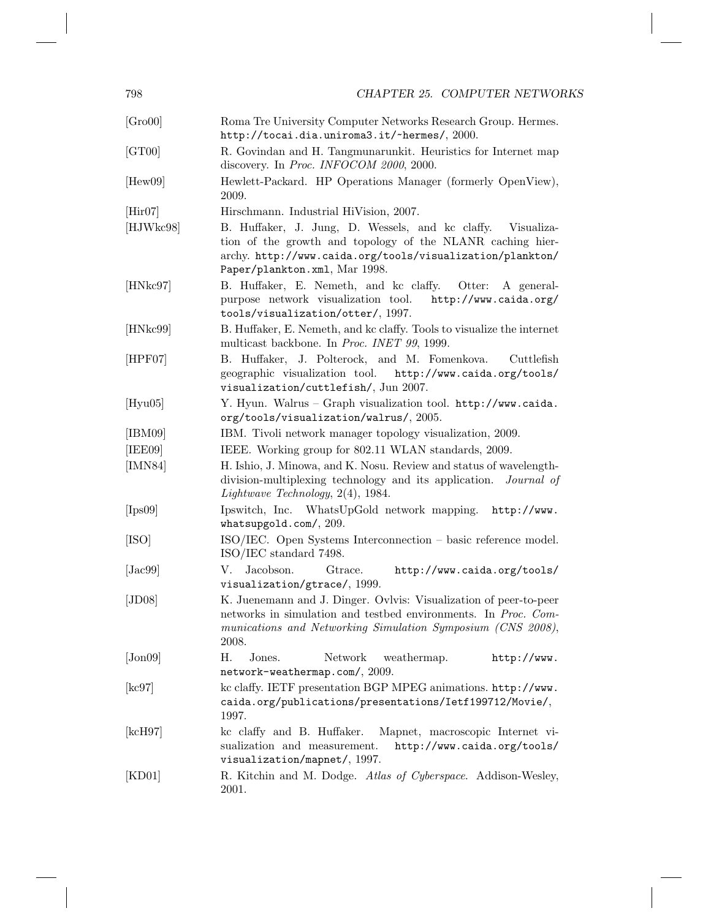[Gro00] Roma Tre University Computer Networks Research Group. Hermes. `http://tocai.dia.uniroma3.it/~hermes/`, 2000.

[GT00] R. Govindan and H. Tangmunarunkit. Heuristics for Internet map discovery. In *Proc. INFOCOM 2000*, 2000.

[Hew09] Hewlett-Packard. HP Operations Manager (formerly OpenView), 2009.

[Hir07] Hirschmann. Industrial HiVision, 2007.

[HJWkc98] B. Huffaker, J. Jung, D. Wessels, and kc claffy. Visualization of the growth and topology of the NLANR caching hierarchy. `http://www.caida.org/tools/visualization/plankton/Paper/plankton.xml`, Mar 1998.

[HNkc97] B. Huffaker, E. Nemeth, and kc claffy. Otter: A general-purpose network visualization tool. `http://www.caida.org/tools/visualization/otter/`, 1997.

[HNkc99] B. Huffaker, E. Nemeth, and kc claffy. Tools to visualize the internet multicast backbone. In *Proc. INET 99*, 1999.

[HPF07] B. Huffaker, J. Polterock, and M. Fomenkova. Cuttlefish geographic visualization tool. `http://www.caida.org/tools/visualization/cuttlefish/`, Jun 2007.

[Hyu05] Y. Hyun. Walrus – Graph visualization tool. `http://www.caida.org/tools/visualization/walrus/`, 2005.

[IBM09] IBM. Tivoli network manager topology visualization, 2009.

[IEE09] IEEE. Working group for 802.11 WLAN standards, 2009.

[IMN84] H. Ishio, J. Minowa, and K. Nosu. Review and status of wavelength-division-multiplexing technology and its application. *Journal of Lightwave Technology*, 2(4), 1984.

[Ips09] Ipswitch, Inc. WhatsUpGold network mapping. `http://www.whatsupgold.com/`, 209.

[ISO] ISO/IEC. Open Systems Interconnection – basic reference model. ISO/IEC standard 7498.

[Jac99] V. Jacobson. Gtrace. `http://www.caida.org/tools/visualization/gtrace/`, 1999.

[JD08] K. Juenemann and J. Dinger. Ovlvis: Visualization of peer-to-peer networks in simulation and testbed environments. In *Proc. Communications and Networking Simulation Symposium (CNS 2008)*, 2008.

[Jon09] H. Jones. Network weathermap. `http://www.network-weathermap.com/`, 2009.

[kc97] kc claffy. IETF presentation BGP MPEG animations. `http://www.caida.org/publications/presentations/Ietf199712/Movie/`, 1997.

[kcH97] kc claffy and B. Huffaker. Mapnet, macroscopic Internet visualization and measurement. `http://www.caida.org/tools/visualization/mapnet/`, 1997.

[KD01] R. Kitchin and M. Dodge. *Atlas of Cyberspace*. Addison-Wesley, 2001.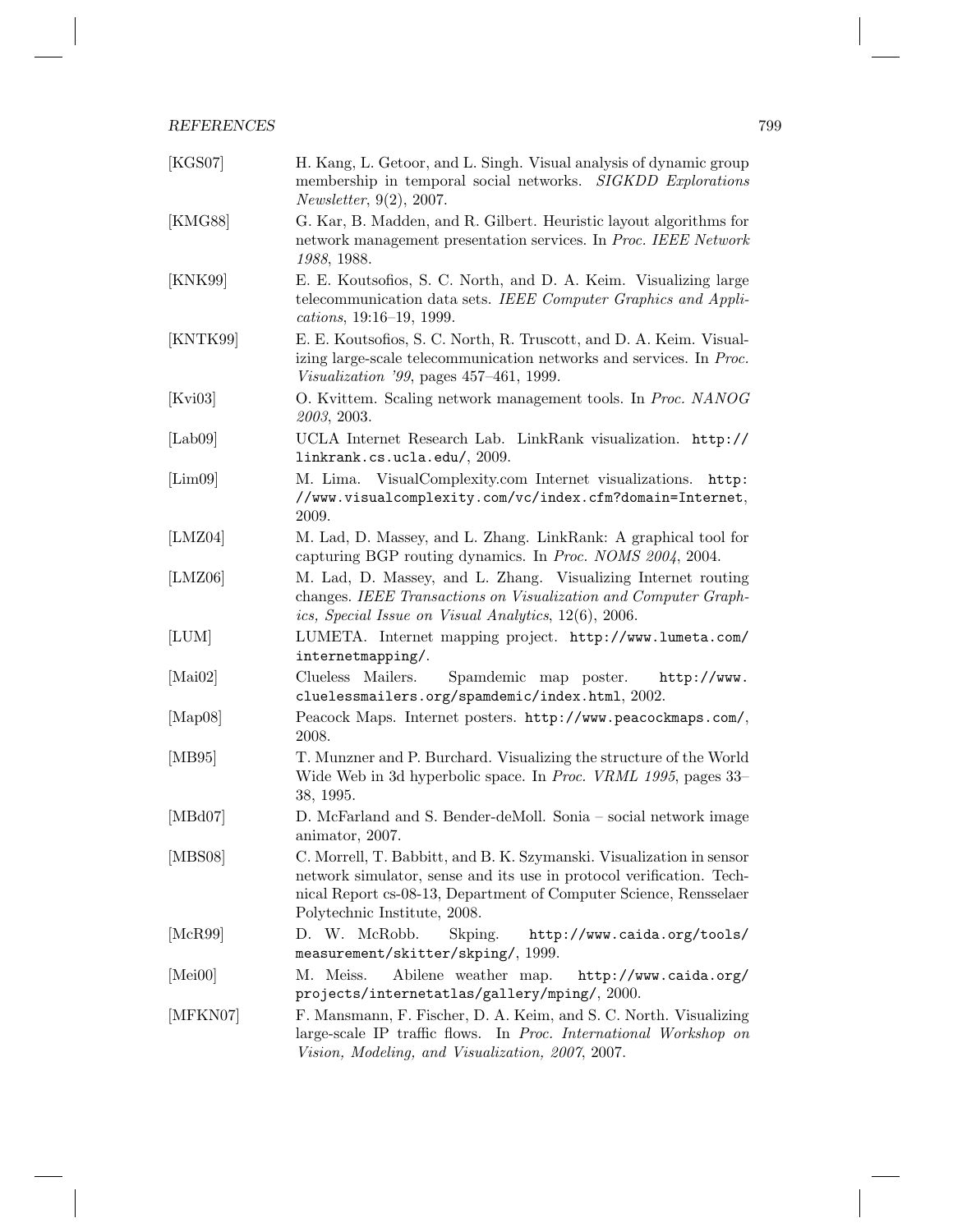[KGS07] H. Kang, L. Getoor, and L. Singh. Visual analysis of dynamic group membership in temporal social networks. *SIGKDD Explorations Newsletter*, 9(2), 2007.

[KMG88] G. Kar, B. Madden, and R. Gilbert. Heuristic layout algorithms for network management presentation services. In *Proc. IEEE Network 1988*, 1988.

[KNK99] E. E. Koutsofios, S. C. North, and D. A. Keim. Visualizing large telecommunication data sets. *IEEE Computer Graphics and Applications*, 19:16–19, 1999.

[KNTK99] E. E. Koutsofios, S. C. North, R. Truscott, and D. A. Keim. Visualizing large-scale telecommunication networks and services. In *Proc. Visualization '99*, pages 457–461, 1999.

[Kvi03] O. Kvittem. Scaling network management tools. In *Proc. NANOG 2003*, 2003.

[Lab09] UCLA Internet Research Lab. LinkRank visualization. `http://linkrank.cs.ucla.edu/`, 2009.

[Lim09] M. Lima. VisualComplexity.com Internet visualizations. `http://www.visualcomplexity.com/vc/index.cfm?domain=Internet`, 2009.

[LMZ04] M. Lad, D. Massey, and L. Zhang. LinkRank: A graphical tool for capturing BGP routing dynamics. In *Proc. NOMS 2004*, 2004.

[LMZ06] M. Lad, D. Massey, and L. Zhang. Visualizing Internet routing changes. *IEEE Transactions on Visualization and Computer Graphics, Special Issue on Visual Analytics*, 12(6), 2006.

[LUM] LUMETA. Internet mapping project. `http://www.lumeta.com/internetmapping/`.

[Mai02] Clueless Mailers. Spamdemic map poster. `http://www.cluelessmailers.org/spamdemic/index.html`, 2002.

[Map08] Peacock Maps. Internet posters. `http://www.peacockmaps.com/`, 2008.

[MB95] T. Munzner and P. Burchard. Visualizing the structure of the World Wide Web in 3d hyperbolic space. In *Proc. VRML 1995*, pages 33–38, 1995.

[MBd07] D. McFarland and S. Bender-deMoll. Sonia – social network image animator, 2007.

[MBS08] C. Morrell, T. Babbitt, and B. K. Szymanski. Visualization in sensor network simulator, sense and its use in protocol verification. Technical Report cs-08-13, Department of Computer Science, Rensselaer Polytechnic Institute, 2008.

[McR99] D. W. McRobb. Skping. `http://www.caida.org/tools/measurement/skitter/skping/`, 1999.

[Mei00] M. Meiss. Abilene weather map. `http://www.caida.org/projects/internetatlas/gallery/mping/`, 2000.

[MFKN07] F. Mansmann, F. Fischer, D. A. Keim, and S. C. North. Visualizing large-scale IP traffic flows. In *Proc. International Workshop on Vision, Modeling, and Visualization, 2007*, 2007.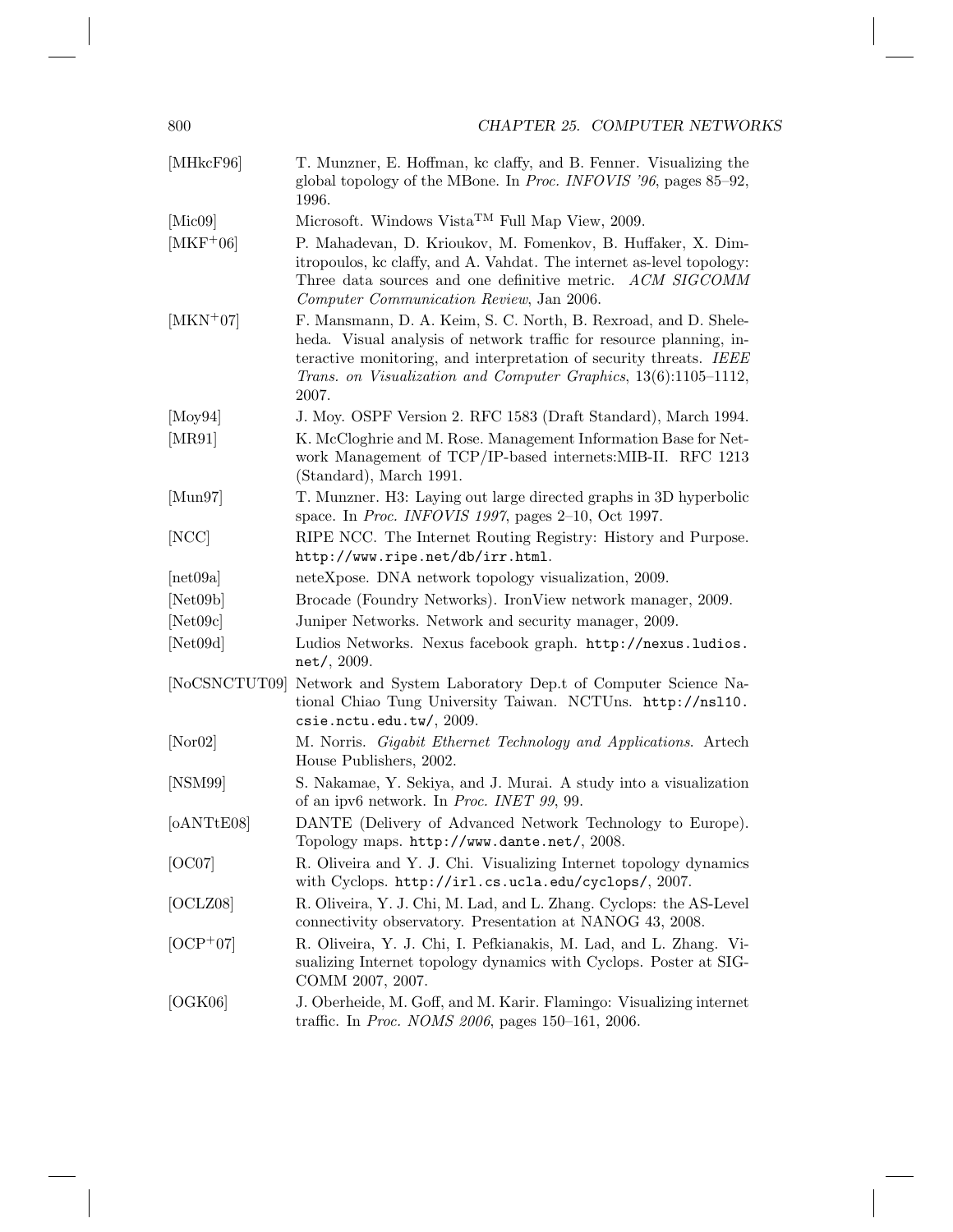[MHkcF96] T. Munzner, E. Hoffman, kc claffy, and B. Fenner. Visualizing the global topology of the MBone. In *Proc. INFOVIS '96*, pages 85–92, 1996.

[Mic09] Microsoft. Windows Vista™ Full Map View, 2009.

[MKF+06] P. Mahadevan, D. Krioukov, M. Fomenkov, B. Huffaker, X. Dimitropoulos, kc claffy, and A. Vahdat. The internet as-level topology: Three data sources and one definitive metric. *ACM SIGCOMM Computer Communication Review*, Jan 2006.

[MKN+07] F. Mansmann, D. A. Keim, S. C. North, B. Rexroad, and D. Sheleheda. Visual analysis of network traffic for resource planning, interactive monitoring, and interpretation of security threats. *IEEE Trans. on Visualization and Computer Graphics*, 13(6):1105–1112, 2007.

[Moy94] J. Moy. OSPF Version 2. RFC 1583 (Draft Standard), March 1994.

[MR91] K. McCloghrie and M. Rose. Management Information Base for Network Management of TCP/IP-based internets:MIB-II. RFC 1213 (Standard), March 1991.

[Mun97] T. Munzner. H3: Laying out large directed graphs in 3D hyperbolic space. In *Proc. INFOVIS 1997*, pages 2–10, Oct 1997.

[NCC] RIPE NCC. The Internet Routing Registry: History and Purpose. `http://www.ripe.net/db/irr.html`.

[net09a] neteXpose. DNA network topology visualization, 2009.

[Net09b] Brocade (Foundry Networks). IronView network manager, 2009.

[Net09c] Juniper Networks. Network and security manager, 2009.

[Net09d] Ludios Networks. Nexus facebook graph. `http://nexus.ludios.net/`, 2009.

[NoCSNCTUT09] Network and System Laboratory Dep.t of Computer Science National Chiao Tung University Taiwan. NCTUns. `http://nsl10.csie.nctu.edu.tw/`, 2009.

[Nor02] M. Norris. *Gigabit Ethernet Technology and Applications*. Artech House Publishers, 2002.

[NSM99] S. Nakamae, Y. Sekiya, and J. Murai. A study into a visualization of an ipv6 network. In *Proc. INET 99*, 99.

[oANTtE08] DANTE (Delivery of Advanced Network Technology to Europe). Topology maps. `http://www.dante.net/`, 2008.

[OC07] R. Oliveira and Y. J. Chi. Visualizing Internet topology dynamics with Cyclops. `http://irl.cs.ucla.edu/cyclops/`, 2007.

[OCLZ08] R. Oliveira, Y. J. Chi, M. Lad, and L. Zhang. Cyclops: the AS-Level connectivity observatory. Presentation at NANOG 43, 2008.

[OCP+07] R. Oliveira, Y. J. Chi, I. Pefkianakis, M. Lad, and L. Zhang. Visualizing Internet topology dynamics with Cyclops. Poster at SIGCOMM 2007, 2007.

[OGK06] J. Oberheide, M. Goff, and M. Karir. Flamingo: Visualizing internet traffic. In *Proc. NOMS 2006*, pages 150–161, 2006.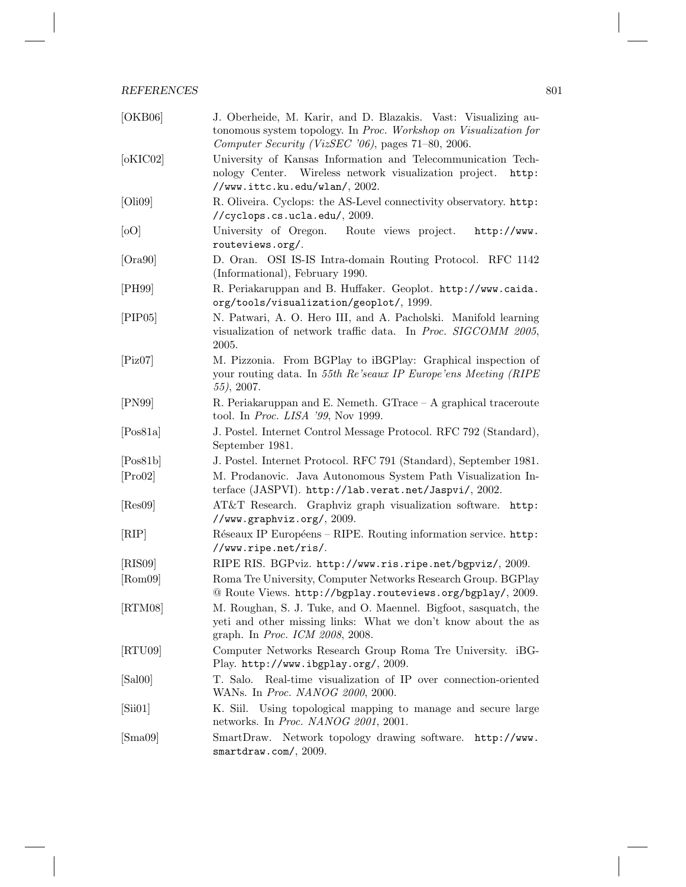[OKB06] J. Oberheide, M. Karir, and D. Blazakis. Vast: Visualizing autonomous system topology. In *Proc. Workshop on Visualization for Computer Security (VizSEC '06)*, pages 71–80, 2006.

[oKIC02] University of Kansas Information and Telecommunication Technology Center. Wireless network visualization project. `http://www.ittc.ku.edu/wlan/`, 2002.

[Oli09] R. Oliveira. Cyclops: the AS-Level connectivity observatory. `http://cyclops.cs.ucla.edu/`, 2009.

[oO] University of Oregon. Route views project. `http://www.routeviews.org/`.

[Ora90] D. Oran. OSI IS-IS Intra-domain Routing Protocol. RFC 1142 (Informational), February 1990.

[PH99] R. Periakaruppan and B. Huffaker. Geoplot. `http://www.caida.org/tools/visualization/geoplot/`, 1999.

[PIP05] N. Patwari, A. O. Hero III, and A. Pacholski. Manifold learning visualization of network traffic data. In *Proc. SIGCOMM 2005*, 2005.

[Piz07] M. Pizzonia. From BGPlay to iBGPlay: Graphical inspection of your routing data. In *55th Re'seaux IP Europe'ens Meeting (RIPE 55)*, 2007.

[PN99] R. Periakaruppan and E. Nemeth. GTrace – A graphical traceroute tool. In *Proc. LISA '99*, Nov 1999.

[Pos81a] J. Postel. Internet Control Message Protocol. RFC 792 (Standard), September 1981.

[Pos81b] J. Postel. Internet Protocol. RFC 791 (Standard), September 1981.

[Pro02] M. Prodanovic. Java Autonomous System Path Visualization Interface (JASPVI). `http://lab.verat.net/Jaspvi/`, 2002.

[Res09] AT&T Research. Graphviz graph visualization software. `http://www.graphviz.org/`, 2009.

[RIP] Réseaux IP Européens – RIPE. Routing information service. `http://www.ripe.net/ris/`.

[RIS09] RIPE RIS. BGPviz. `http://www.ris.ripe.net/bgpviz/`, 2009.

[Rom09] Roma Tre University, Computer Networks Research Group. BGPlay @ Route Views. `http://bgplay.routeviews.org/bgplay/`, 2009.

[RTM08] M. Roughan, S. J. Tuke, and O. Maennel. Bigfoot, sasquatch, the yeti and other missing links: What we don't know about the as graph. In *Proc. ICM 2008*, 2008.

[RTU09] Computer Networks Research Group Roma Tre University. iBGPlay. `http://www.ibgplay.org/`, 2009.

[Sal00] T. Salo. Real-time visualization of IP over connection-oriented WANs. In *Proc. NANOG 2000*, 2000.

[Sii01] K. Siil. Using topological mapping to manage and secure large networks. In *Proc. NANOG 2001*, 2001.

[Sma09] SmartDraw. Network topology drawing software. `http://www.smartdraw.com/`, 2009.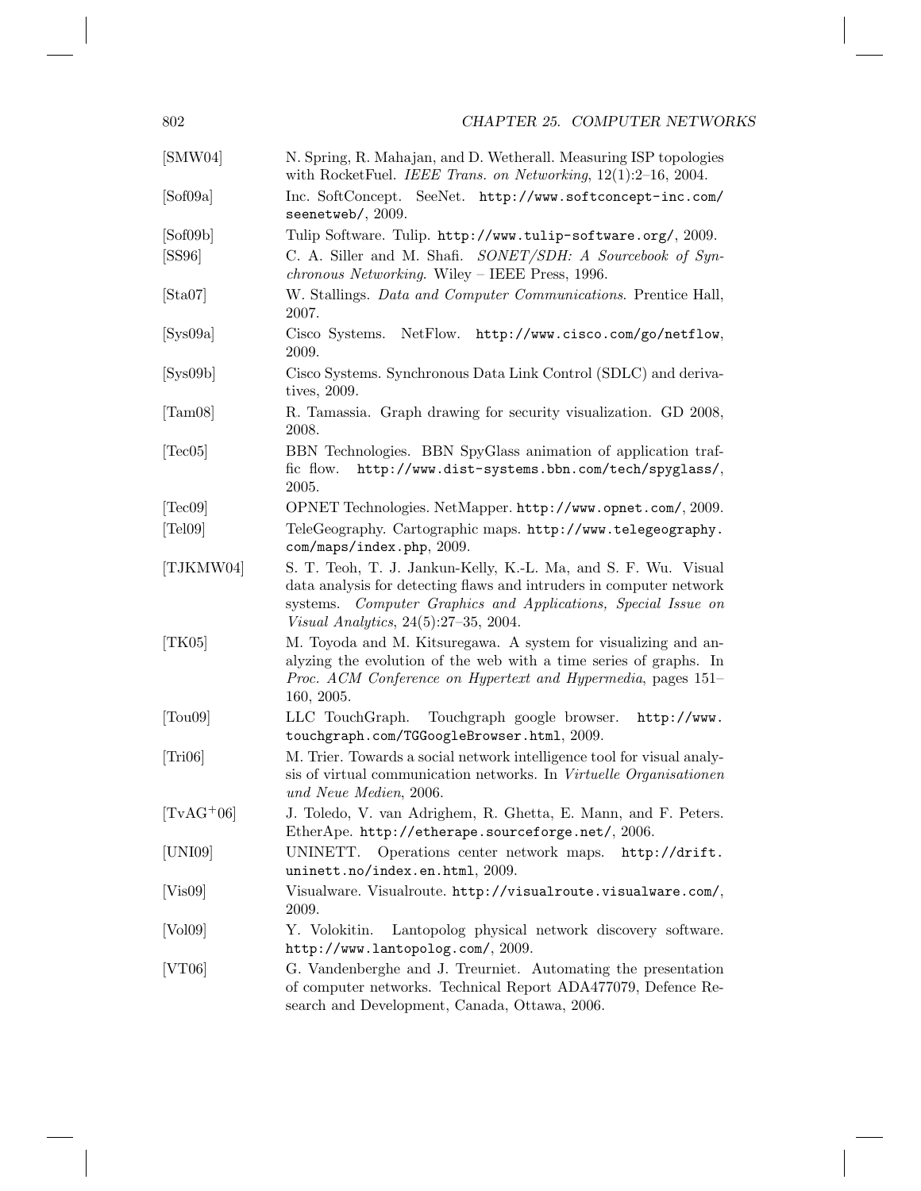[SMW04] N. Spring, R. Mahajan, and D. Wetherall. Measuring ISP topologies with RocketFuel. *IEEE Trans. on Networking*, 12(1):2–16, 2004.

[Sof09a] Inc. SoftConcept. SeeNet. http://www.softconcept-inc.com/seenetweb/, 2009.

[Sof09b] Tulip Software. Tulip. http://www.tulip-software.org/, 2009.

[SS96] C. A. Siller and M. Shafi. *SONET/SDH: A Sourcebook of Synchronous Networking*. Wiley – IEEE Press, 1996.

[Sta07] W. Stallings. *Data and Computer Communications*. Prentice Hall, 2007.

[Sys09a] Cisco Systems. NetFlow. http://www.cisco.com/go/netflow, 2009.

[Sys09b] Cisco Systems. Synchronous Data Link Control (SDLC) and derivatives, 2009.

[Tam08] R. Tamassia. Graph drawing for security visualization. GD 2008, 2008.

[Tec05] BBN Technologies. BBN SpyGlass animation of application traffic flow. http://www.dist-systems.bbn.com/tech/spyglass/, 2005.

[Tec09] OPNET Technologies. NetMapper. http://www.opnet.com/, 2009.

[Tel09] TeleGeography. Cartographic maps. http://www.telegeography.com/maps/index.php, 2009.

[TJKMW04] S. T. Teoh, T. J. Jankun-Kelly, K.-L. Ma, and S. F. Wu. Visual data analysis for detecting flaws and intruders in computer network systems. *Computer Graphics and Applications, Special Issue on Visual Analytics*, 24(5):27–35, 2004.

[TK05] M. Toyoda and M. Kitsuregawa. A system for visualizing and analyzing the evolution of the web with a time series of graphs. In *Proc. ACM Conference on Hypertext and Hypermedia*, pages 151–160, 2005.

[Tou09] LLC TouchGraph. Touchgraph google browser. http://www.touchgraph.com/TGGoogleBrowser.html, 2009.

[Tri06] M. Trier. Towards a social network intelligence tool for visual analysis of virtual communication networks. In *Virtuelle Organisationen und Neue Medien*, 2006.

[TvAG+06] J. Toledo, V. van Adrighem, R. Ghetta, E. Mann, and F. Peters. EtherApe. http://etherape.sourceforge.net/, 2006.

[UNI09] UNINETT. Operations center network maps. http://drift.uninett.no/index.en.html, 2009.

[Vis09] Visualware. Visualroute. http://visualroute.visualware.com/, 2009.

[Vol09] Y. Volokitin. Lantopolog physical network discovery software. http://www.lantopolog.com/, 2009.

[VT06] G. Vandenberghe and J. Treurniet. Automating the presentation of computer networks. Technical Report ADA477079, Defence Research and Development, Canada, Ottawa, 2006.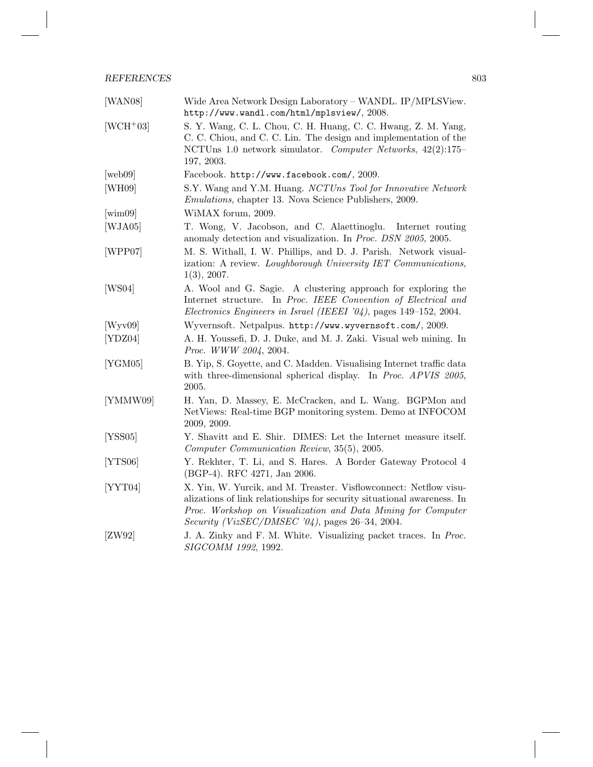[WAN08] Wide Area Network Design Laboratory – WANDL. IP/MPLSView. `http://www.wandl.com/html/mplsview/`, 2008.

[WCH+03] S. Y. Wang, C. L. Chou, C. H. Huang, C. C. Hwang, Z. M. Yang, C. C. Chiou, and C. C. Lin. The design and implementation of the NCTUns 1.0 network simulator. *Computer Networks*, 42(2):175–197, 2003.

[web09] Facebook. `http://www.facebook.com/`, 2009.

[WH09] S.Y. Wang and Y.M. Huang. *NCTUns Tool for Innovative Network Emulations*, chapter 13. Nova Science Publishers, 2009.

[wim09] WiMAX forum, 2009.

[WJA05] T. Wong, V. Jacobson, and C. Alaettinoglu. Internet routing anomaly detection and visualization. In *Proc. DSN 2005*, 2005.

[WPP07] M. S. Withall, I. W. Phillips, and D. J. Parish. Network visualization: A review. *Loughborough University IET Communications*, 1(3), 2007.

[WS04] A. Wool and G. Sagie. A clustering approach for exploring the Internet structure. In *Proc. IEEE Convention of Electrical and Electronics Engineers in Israel (IEEEI '04)*, pages 149–152, 2004.

[Wyv09] Wyvernsoft. Netpalpus. `http://www.wyvernsoft.com/`, 2009.

[YDZ04] A. H. Youssefi, D. J. Duke, and M. J. Zaki. Visual web mining. In *Proc. WWW 2004*, 2004.

[YGM05] B. Yip, S. Goyette, and C. Madden. Visualising Internet traffic data with three-dimensional spherical display. In *Proc. APVIS 2005*, 2005.

[YMMW09] H. Yan, D. Massey, E. McCracken, and L. Wang. BGPMon and NetViews: Real-time BGP monitoring system. Demo at INFOCOM 2009, 2009.

[YSS05] Y. Shavitt and E. Shir. DIMES: Let the Internet measure itself. *Computer Communication Review*, 35(5), 2005.

[YTS06] Y. Rekhter, T. Li, and S. Hares. A Border Gateway Protocol 4 (BGP-4). RFC 4271, Jan 2006.

[YYT04] X. Yin, W. Yurcik, and M. Treaster. Visflowconnect: Netflow visualizations of link relationships for security situational awareness. In *Proc. Workshop on Visualization and Data Mining for Computer Security (VizSEC/DMSEC '04)*, pages 26–34, 2004.

[ZW92] J. A. Zinky and F. M. White. Visualizing packet traces. In *Proc. SIGCOMM 1992*, 1992.